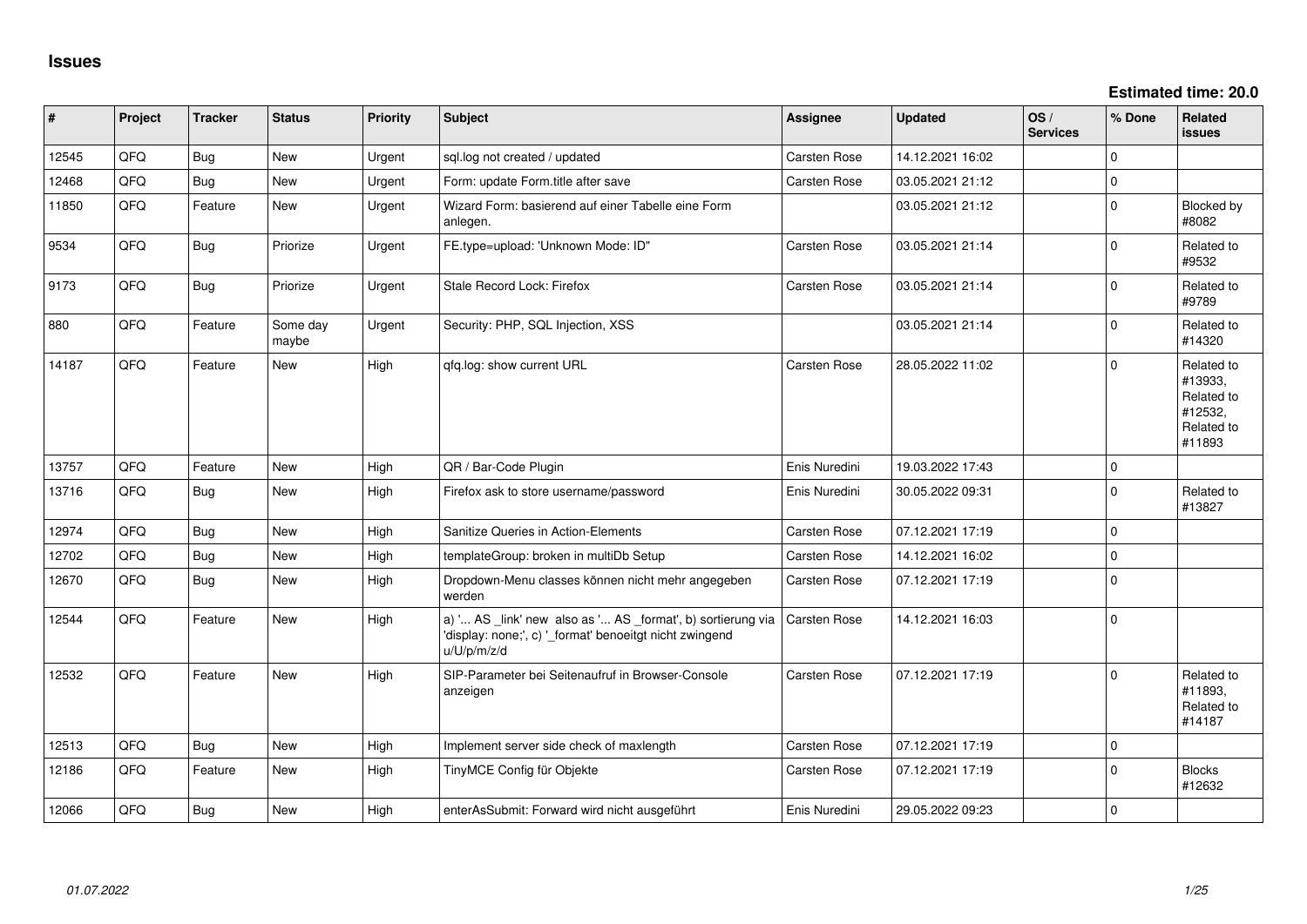# Issues

**Estimated time: 20.0**

| # | Project | Tracker | Status | Priority | Subject | Assignee | Updated | OS / Services | % Done | Related issues |
|---|---|---|---|---|---|---|---|---|---|---|
| 12545 | QFQ | Bug | New | Urgent | sql.log not created / updated | Carsten Rose | 14.12.2021 16:02 | | 0 | |
| 12468 | QFQ | Bug | New | Urgent | Form: update Form.title after save | Carsten Rose | 03.05.2021 21:12 | | 0 | |
| 11850 | QFQ | Feature | New | Urgent | Wizard Form: basierend auf einer Tabelle eine Form anlegen. | | 03.05.2021 21:12 | | 0 | Blocked by #8082 |
| 9534 | QFQ | Bug | Priorize | Urgent | FE.type=upload: 'Unknown Mode: ID" | Carsten Rose | 03.05.2021 21:14 | | 0 | Related to #9532 |
| 9173 | QFQ | Bug | Priorize | Urgent | Stale Record Lock: Firefox | Carsten Rose | 03.05.2021 21:14 | | 0 | Related to #9789 |
| 880 | QFQ | Feature | Some day maybe | Urgent | Security: PHP, SQL Injection, XSS | | 03.05.2021 21:14 | | 0 | Related to #14320 |
| 14187 | QFQ | Feature | New | High | qfq.log: show current URL | Carsten Rose | 28.05.2022 11:02 | | 0 | Related to #13933, Related to #12532, Related to #11893 |
| 13757 | QFQ | Feature | New | High | QR / Bar-Code Plugin | Enis Nuredini | 19.03.2022 17:43 | | 0 | |
| 13716 | QFQ | Bug | New | High | Firefox ask to store username/password | Enis Nuredini | 30.05.2022 09:31 | | 0 | Related to #13827 |
| 12974 | QFQ | Bug | New | High | Sanitize Queries in Action-Elements | Carsten Rose | 07.12.2021 17:19 | | 0 | |
| 12702 | QFQ | Bug | New | High | templateGroup: broken in multiDb Setup | Carsten Rose | 14.12.2021 16:02 | | 0 | |
| 12670 | QFQ | Bug | New | High | Dropdown-Menu classes können nicht mehr angegeben werden | Carsten Rose | 07.12.2021 17:19 | | 0 | |
| 12544 | QFQ | Feature | New | High | a) '... AS _link' new also as '... AS _format', b) sortierung via 'display: none;', c) '_format' benoeitgt nicht zwingend u/U/p/m/z/d | Carsten Rose | 14.12.2021 16:03 | | 0 | |
| 12532 | QFQ | Feature | New | High | SIP-Parameter bei Seitenaufruf in Browser-Console anzeigen | Carsten Rose | 07.12.2021 17:19 | | 0 | Related to #11893, Related to #14187 |
| 12513 | QFQ | Bug | New | High | Implement server side check of maxlength | Carsten Rose | 07.12.2021 17:19 | | 0 | |
| 12186 | QFQ | Feature | New | High | TinyMCE Config für Objekte | Carsten Rose | 07.12.2021 17:19 | | 0 | Blocks #12632 |
| 12066 | QFQ | Bug | New | High | enterAsSubmit: Forward wird nicht ausgeführt | Enis Nuredini | 29.05.2022 09:23 | | 0 | |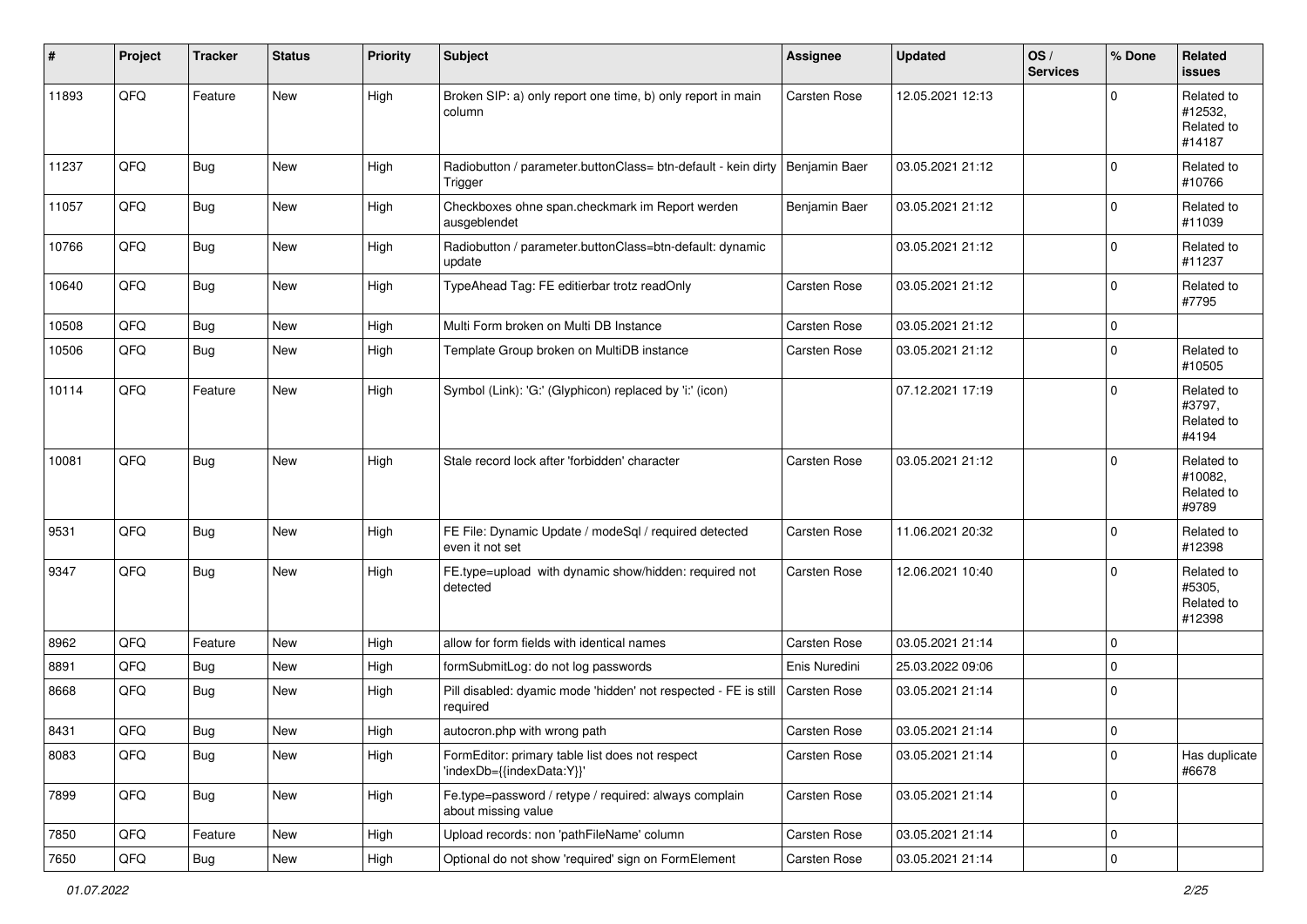| # | Project | Tracker | Status | Priority | Subject | Assignee | Updated | OS / Services | % Done | Related issues |
|---|---|---|---|---|---|---|---|---|---|---|
| 11893 | QFQ | Feature | New | High | Broken SIP: a) only report one time, b) only report in main column | Carsten Rose | 12.05.2021 12:13 | | 0 | Related to #12532, Related to #14187 |
| 11237 | QFQ | Bug | New | High | Radiobutton / parameter.buttonClass= btn-default - kein dirty Trigger | Benjamin Baer | 03.05.2021 21:12 | | 0 | Related to #10766 |
| 11057 | QFQ | Bug | New | High | Checkboxes ohne span.checkmark im Report werden ausgeblendet | Benjamin Baer | 03.05.2021 21:12 | | 0 | Related to #11039 |
| 10766 | QFQ | Bug | New | High | Radiobutton / parameter.buttonClass=btn-default: dynamic update | | 03.05.2021 21:12 | | 0 | Related to #11237 |
| 10640 | QFQ | Bug | New | High | TypeAhead Tag: FE editierbar trotz readOnly | Carsten Rose | 03.05.2021 21:12 | | 0 | Related to #7795 |
| 10508 | QFQ | Bug | New | High | Multi Form broken on Multi DB Instance | Carsten Rose | 03.05.2021 21:12 | | 0 | |
| 10506 | QFQ | Bug | New | High | Template Group broken on MultiDB instance | Carsten Rose | 03.05.2021 21:12 | | 0 | Related to #10505 |
| 10114 | QFQ | Feature | New | High | Symbol (Link): 'G:' (Glyphicon) replaced by 'i:' (icon) | | 07.12.2021 17:19 | | 0 | Related to #3797, Related to #4194 |
| 10081 | QFQ | Bug | New | High | Stale record lock after 'forbidden' character | Carsten Rose | 03.05.2021 21:12 | | 0 | Related to #10082, Related to #9789 |
| 9531 | QFQ | Bug | New | High | FE File: Dynamic Update / modeSql / required detected even it not set | Carsten Rose | 11.06.2021 20:32 | | 0 | Related to #12398 |
| 9347 | QFQ | Bug | New | High | FE.type=upload with dynamic show/hidden: required not detected | Carsten Rose | 12.06.2021 10:40 | | 0 | Related to #5305, Related to #12398 |
| 8962 | QFQ | Feature | New | High | allow for form fields with identical names | Carsten Rose | 03.05.2021 21:14 | | 0 | |
| 8891 | QFQ | Bug | New | High | formSubmitLog: do not log passwords | Enis Nuredini | 25.03.2022 09:06 | | 0 | |
| 8668 | QFQ | Bug | New | High | Pill disabled: dyamic mode 'hidden' not respected - FE is still required | Carsten Rose | 03.05.2021 21:14 | | 0 | |
| 8431 | QFQ | Bug | New | High | autocron.php with wrong path | Carsten Rose | 03.05.2021 21:14 | | 0 | |
| 8083 | QFQ | Bug | New | High | FormEditor: primary table list does not respect 'indexDb={{indexData:Y}}' | Carsten Rose | 03.05.2021 21:14 | | 0 | Has duplicate #6678 |
| 7899 | QFQ | Bug | New | High | Fe.type=password / retype / required: always complain about missing value | Carsten Rose | 03.05.2021 21:14 | | 0 | |
| 7850 | QFQ | Feature | New | High | Upload records: non 'pathFileName' column | Carsten Rose | 03.05.2021 21:14 | | 0 | |
| 7650 | QFQ | Bug | New | High | Optional do not show 'required' sign on FormElement | Carsten Rose | 03.05.2021 21:14 | | 0 | |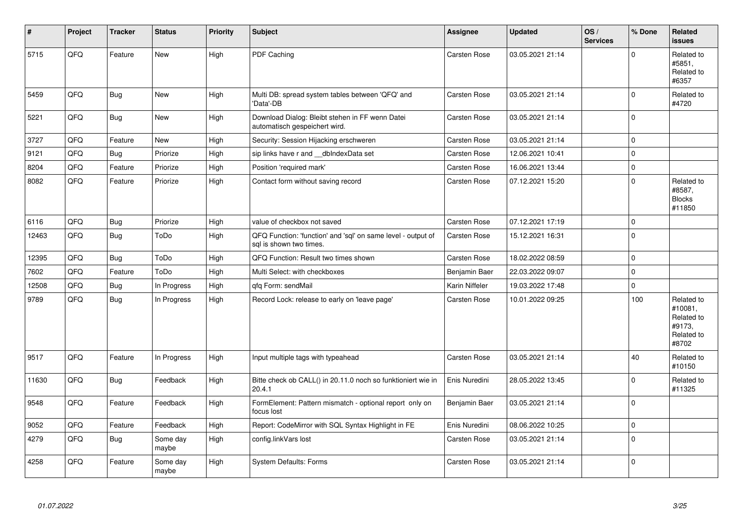| # | Project | Tracker | Status | Priority | Subject | Assignee | Updated | OS / Services | % Done | Related issues |
|---|---|---|---|---|---|---|---|---|---|---|
| 5715 | QFQ | Feature | New | High | PDF Caching | Carsten Rose | 03.05.2021 21:14 | | 0 | Related to #5851, Related to #6357 |
| 5459 | QFQ | Bug | New | High | Multi DB: spread system tables between 'QFQ' and 'Data'-DB | Carsten Rose | 03.05.2021 21:14 | | 0 | Related to #4720 |
| 5221 | QFQ | Bug | New | High | Download Dialog: Bleibt stehen in FF wenn Datei automatisch gespeichert wird. | Carsten Rose | 03.05.2021 21:14 | | 0 | |
| 3727 | QFQ | Feature | New | High | Security: Session Hijacking erschweren | Carsten Rose | 03.05.2021 21:14 | | 0 | |
| 9121 | QFQ | Bug | Priorize | High | sip links have r and __dbIndexData set | Carsten Rose | 12.06.2021 10:41 | | 0 | |
| 8204 | QFQ | Feature | Priorize | High | Position 'required mark' | Carsten Rose | 16.06.2021 13:44 | | 0 | |
| 8082 | QFQ | Feature | Priorize | High | Contact form without saving record | Carsten Rose | 07.12.2021 15:20 | | 0 | Related to #8587, Blocks #11850 |
| 6116 | QFQ | Bug | Priorize | High | value of checkbox not saved | Carsten Rose | 07.12.2021 17:19 | | 0 | |
| 12463 | QFQ | Bug | ToDo | High | QFQ Function: 'function' and 'sql' on same level - output of sql is shown two times. | Carsten Rose | 15.12.2021 16:31 | | 0 | |
| 12395 | QFQ | Bug | ToDo | High | QFQ Function: Result two times shown | Carsten Rose | 18.02.2022 08:59 | | 0 | |
| 7602 | QFQ | Feature | ToDo | High | Multi Select: with checkboxes | Benjamin Baer | 22.03.2022 09:07 | | 0 | |
| 12508 | QFQ | Bug | In Progress | High | qfq Form: sendMail | Karin Niffeler | 19.03.2022 17:48 | | 0 | |
| 9789 | QFQ | Bug | In Progress | High | Record Lock: release to early on 'leave page' | Carsten Rose | 10.01.2022 09:25 | | 100 | Related to #10081, Related to #9173, Related to #8702 |
| 9517 | QFQ | Feature | In Progress | High | Input multiple tags with typeahead | Carsten Rose | 03.05.2021 21:14 | | 40 | Related to #10150 |
| 11630 | QFQ | Bug | Feedback | High | Bitte check ob CALL() in 20.11.0 noch so funktioniert wie in 20.4.1 | Enis Nuredini | 28.05.2022 13:45 | | 0 | Related to #11325 |
| 9548 | QFQ | Feature | Feedback | High | FormElement: Pattern mismatch - optional report only on focus lost | Benjamin Baer | 03.05.2021 21:14 | | 0 | |
| 9052 | QFQ | Feature | Feedback | High | Report: CodeMirror with SQL Syntax Highlight in FE | Enis Nuredini | 08.06.2022 10:25 | | 0 | |
| 4279 | QFQ | Bug | Some day maybe | High | config.linkVars lost | Carsten Rose | 03.05.2021 21:14 | | 0 | |
| 4258 | QFQ | Feature | Some day maybe | High | System Defaults: Forms | Carsten Rose | 03.05.2021 21:14 | | 0 | |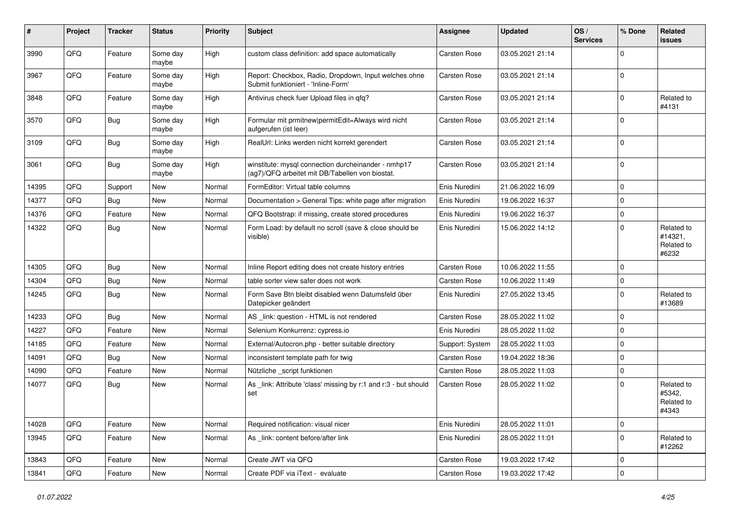| # | Project | Tracker | Status | Priority | Subject | Assignee | Updated | OS / Services | % Done | Related issues |
|---|---|---|---|---|---|---|---|---|---|---|
| 3990 | QFQ | Feature | Some day maybe | High | custom class definition: add space automatically | Carsten Rose | 03.05.2021 21:14 | | 0 | |
| 3967 | QFQ | Feature | Some day maybe | High | Report: Checkbox, Radio, Dropdown, Input welches ohne Submit funktioniert - 'Inline-Form' | Carsten Rose | 03.05.2021 21:14 | | 0 | |
| 3848 | QFQ | Feature | Some day maybe | High | Antivirus check fuer Upload files in qfq? | Carsten Rose | 03.05.2021 21:14 | | 0 | Related to #4131 |
| 3570 | QFQ | Bug | Some day maybe | High | Formular mit prmitnew\|permitEdit=Always wird nicht aufgerufen (ist leer) | Carsten Rose | 03.05.2021 21:14 | | 0 | |
| 3109 | QFQ | Bug | Some day maybe | High | RealUrl: Links werden nicht korrekt gerendert | Carsten Rose | 03.05.2021 21:14 | | 0 | |
| 3061 | QFQ | Bug | Some day maybe | High | winstitute: mysql connection durcheinander - nmhp17 (ag7)/QFQ arbeitet mit DB/Tabellen von biostat. | Carsten Rose | 03.05.2021 21:14 | | 0 | |
| 14395 | QFQ | Support | New | Normal | FormEditor: Virtual table columns | Enis Nuredini | 21.06.2022 16:09 | | 0 | |
| 14377 | QFQ | Bug | New | Normal | Documentation > General Tips: white page after migration | Enis Nuredini | 19.06.2022 16:37 | | 0 | |
| 14376 | QFQ | Feature | New | Normal | QFQ Bootstrap: if missing, create stored procedures | Enis Nuredini | 19.06.2022 16:37 | | 0 | |
| 14322 | QFQ | Bug | New | Normal | Form Load: by default no scroll (save & close should be visible) | Enis Nuredini | 15.06.2022 14:12 | | 0 | Related to #14321, Related to #6232 |
| 14305 | QFQ | Bug | New | Normal | Inline Report editing does not create history entries | Carsten Rose | 10.06.2022 11:55 | | 0 | |
| 14304 | QFQ | Bug | New | Normal | table sorter view safer does not work | Carsten Rose | 10.06.2022 11:49 | | 0 | |
| 14245 | QFQ | Bug | New | Normal | Form Save Btn bleibt disabled wenn Datumsfeld über Datepicker geändert | Enis Nuredini | 27.05.2022 13:45 | | 0 | Related to #13689 |
| 14233 | QFQ | Bug | New | Normal | AS _link: question - HTML is not rendered | Carsten Rose | 28.05.2022 11:02 | | 0 | |
| 14227 | QFQ | Feature | New | Normal | Selenium Konkurrenz: cypress.io | Enis Nuredini | 28.05.2022 11:02 | | 0 | |
| 14185 | QFQ | Feature | New | Normal | External/Autocron.php - better suitable directory | Support: System | 28.05.2022 11:03 | | 0 | |
| 14091 | QFQ | Bug | New | Normal | inconsistent template path for twig | Carsten Rose | 19.04.2022 18:36 | | 0 | |
| 14090 | QFQ | Feature | New | Normal | Nützliche _script funktionen | Carsten Rose | 28.05.2022 11:03 | | 0 | |
| 14077 | QFQ | Bug | New | Normal | As _link: Attribute 'class' missing by r:1 and r:3 - but should set | Carsten Rose | 28.05.2022 11:02 | | 0 | Related to #5342, Related to #4343 |
| 14028 | QFQ | Feature | New | Normal | Required notification: visual nicer | Enis Nuredini | 28.05.2022 11:01 | | 0 | |
| 13945 | QFQ | Feature | New | Normal | As _link: content before/after link | Enis Nuredini | 28.05.2022 11:01 | | 0 | Related to #12262 |
| 13843 | QFQ | Feature | New | Normal | Create JWT via QFQ | Carsten Rose | 19.03.2022 17:42 | | 0 | |
| 13841 | QFQ | Feature | New | Normal | Create PDF via iText - evaluate | Carsten Rose | 19.03.2022 17:42 | | 0 | |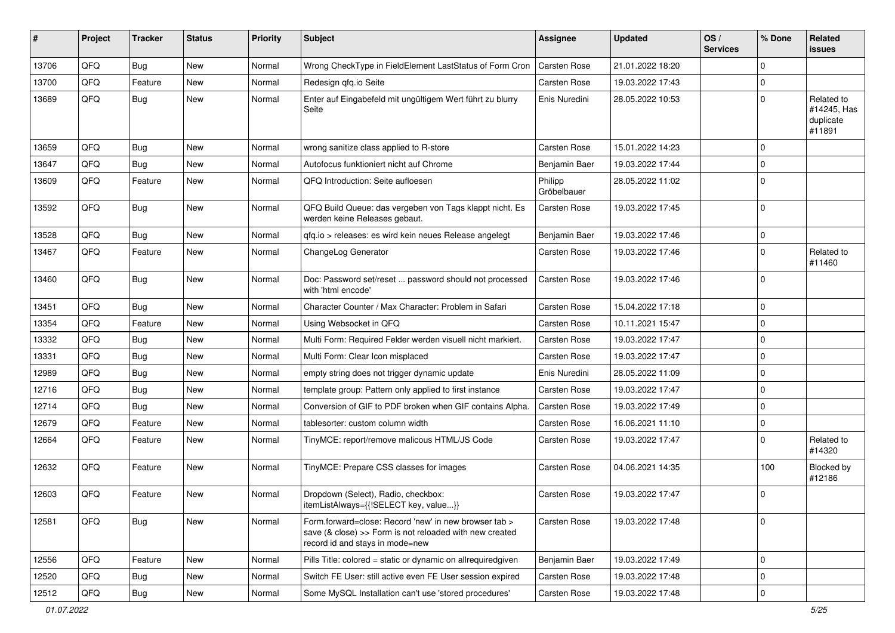| # | Project | Tracker | Status | Priority | Subject | Assignee | Updated | OS / Services | % Done | Related issues |
|---|---|---|---|---|---|---|---|---|---|---|
| 13706 | QFQ | Bug | New | Normal | Wrong CheckType in FieldElement LastStatus of Form Cron | Carsten Rose | 21.01.2022 18:20 | | 0 | |
| 13700 | QFQ | Feature | New | Normal | Redesign qfq.io Seite | Carsten Rose | 19.03.2022 17:43 | | 0 | |
| 13689 | QFQ | Bug | New | Normal | Enter auf Eingabefeld mit ungültigem Wert führt zu blurry Seite | Enis Nuredini | 28.05.2022 10:53 | | 0 | Related to #14245, Has duplicate #11891 |
| 13659 | QFQ | Bug | New | Normal | wrong sanitize class applied to R-store | Carsten Rose | 15.01.2022 14:23 | | 0 | |
| 13647 | QFQ | Bug | New | Normal | Autofocus funktioniert nicht auf Chrome | Benjamin Baer | 19.03.2022 17:44 | | 0 | |
| 13609 | QFQ | Feature | New | Normal | QFQ Introduction: Seite aufloesen | Philipp Gröbelbauer | 28.05.2022 11:02 | | 0 | |
| 13592 | QFQ | Bug | New | Normal | QFQ Build Queue: das vergeben von Tags klappt nicht. Es werden keine Releases gebaut. | Carsten Rose | 19.03.2022 17:45 | | 0 | |
| 13528 | QFQ | Bug | New | Normal | qfq.io > releases: es wird kein neues Release angelegt | Benjamin Baer | 19.03.2022 17:46 | | 0 | |
| 13467 | QFQ | Feature | New | Normal | ChangeLog Generator | Carsten Rose | 19.03.2022 17:46 | | 0 | Related to #11460 |
| 13460 | QFQ | Bug | New | Normal | Doc: Password set/reset ... password should not processed with 'html encode' | Carsten Rose | 19.03.2022 17:46 | | 0 | |
| 13451 | QFQ | Bug | New | Normal | Character Counter / Max Character: Problem in Safari | Carsten Rose | 15.04.2022 17:18 | | 0 | |
| 13354 | QFQ | Feature | New | Normal | Using Websocket in QFQ | Carsten Rose | 10.11.2021 15:47 | | 0 | |
| 13332 | QFQ | Bug | New | Normal | Multi Form: Required Felder werden visuell nicht markiert. | Carsten Rose | 19.03.2022 17:47 | | 0 | |
| 13331 | QFQ | Bug | New | Normal | Multi Form: Clear Icon misplaced | Carsten Rose | 19.03.2022 17:47 | | 0 | |
| 12989 | QFQ | Bug | New | Normal | empty string does not trigger dynamic update | Enis Nuredini | 28.05.2022 11:09 | | 0 | |
| 12716 | QFQ | Bug | New | Normal | template group: Pattern only applied to first instance | Carsten Rose | 19.03.2022 17:47 | | 0 | |
| 12714 | QFQ | Bug | New | Normal | Conversion of GIF to PDF broken when GIF contains Alpha. | Carsten Rose | 19.03.2022 17:49 | | 0 | |
| 12679 | QFQ | Feature | New | Normal | tablesorter: custom column width | Carsten Rose | 16.06.2021 11:10 | | 0 | |
| 12664 | QFQ | Feature | New | Normal | TinyMCE: report/remove malicous HTML/JS Code | Carsten Rose | 19.03.2022 17:47 | | 0 | Related to #14320 |
| 12632 | QFQ | Feature | New | Normal | TinyMCE: Prepare CSS classes for images | Carsten Rose | 04.06.2021 14:35 | | 100 | Blocked by #12186 |
| 12603 | QFQ | Feature | New | Normal | Dropdown (Select), Radio, checkbox: itemListAlways={{!SELECT key, value...}} | Carsten Rose | 19.03.2022 17:47 | | 0 | |
| 12581 | QFQ | Bug | New | Normal | Form.forward=close: Record 'new' in new browser tab > save (& close) >> Form is not reloaded with new created record id and stays in mode=new | Carsten Rose | 19.03.2022 17:48 | | 0 | |
| 12556 | QFQ | Feature | New | Normal | Pills Title: colored = static or dynamic on allrequiredgiven | Benjamin Baer | 19.03.2022 17:49 | | 0 | |
| 12520 | QFQ | Bug | New | Normal | Switch FE User: still active even FE User session expired | Carsten Rose | 19.03.2022 17:48 | | 0 | |
| 12512 | QFQ | Bug | New | Normal | Some MySQL Installation can't use 'stored procedures' | Carsten Rose | 19.03.2022 17:48 | | 0 | |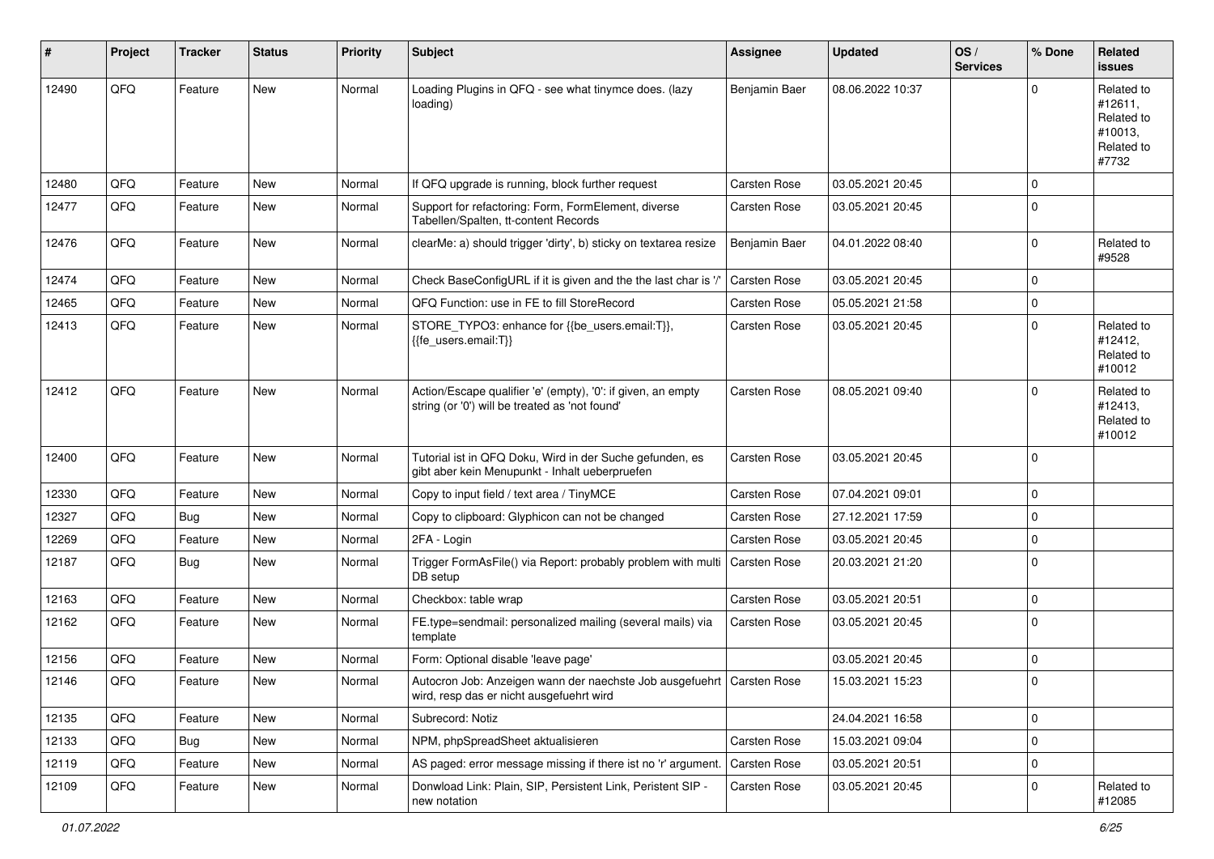| # | Project | Tracker | Status | Priority | Subject | Assignee | Updated | OS / Services | % Done | Related issues |
|---|---|---|---|---|---|---|---|---|---|---|
| 12490 | QFQ | Feature | New | Normal | Loading Plugins in QFQ - see what tinymce does. (lazy loading) | Benjamin Baer | 08.06.2022 10:37 | | 0 | Related to #12611, Related to #10013, Related to #7732 |
| 12480 | QFQ | Feature | New | Normal | If QFQ upgrade is running, block further request | Carsten Rose | 03.05.2021 20:45 | | 0 | |
| 12477 | QFQ | Feature | New | Normal | Support for refactoring: Form, FormElement, diverse Tabellen/Spalten, tt-content Records | Carsten Rose | 03.05.2021 20:45 | | 0 | |
| 12476 | QFQ | Feature | New | Normal | clearMe: a) should trigger 'dirty', b) sticky on textarea resize | Benjamin Baer | 04.01.2022 08:40 | | 0 | Related to #9528 |
| 12474 | QFQ | Feature | New | Normal | Check BaseConfigURL if it is given and the the last char is '/' | Carsten Rose | 03.05.2021 20:45 | | 0 | |
| 12465 | QFQ | Feature | New | Normal | QFQ Function: use in FE to fill StoreRecord | Carsten Rose | 05.05.2021 21:58 | | 0 | |
| 12413 | QFQ | Feature | New | Normal | STORE_TYPO3: enhance for {{be_users.email:T}}, {{fe_users.email:T}} | Carsten Rose | 03.05.2021 20:45 | | 0 | Related to #12412, Related to #10012 |
| 12412 | QFQ | Feature | New | Normal | Action/Escape qualifier 'e' (empty), '0': if given, an empty string (or '0') will be treated as 'not found' | Carsten Rose | 08.05.2021 09:40 | | 0 | Related to #12413, Related to #10012 |
| 12400 | QFQ | Feature | New | Normal | Tutorial ist in QFQ Doku, Wird in der Suche gefunden, es gibt aber kein Menupunkt - Inhalt ueberpruefen | Carsten Rose | 03.05.2021 20:45 | | 0 | |
| 12330 | QFQ | Feature | New | Normal | Copy to input field / text area / TinyMCE | Carsten Rose | 07.04.2021 09:01 | | 0 | |
| 12327 | QFQ | Bug | New | Normal | Copy to clipboard: Glyphicon can not be changed | Carsten Rose | 27.12.2021 17:59 | | 0 | |
| 12269 | QFQ | Feature | New | Normal | 2FA - Login | Carsten Rose | 03.05.2021 20:45 | | 0 | |
| 12187 | QFQ | Bug | New | Normal | Trigger FormAsFile() via Report: probably problem with multi DB setup | Carsten Rose | 20.03.2021 21:20 | | 0 | |
| 12163 | QFQ | Feature | New | Normal | Checkbox: table wrap | Carsten Rose | 03.05.2021 20:51 | | 0 | |
| 12162 | QFQ | Feature | New | Normal | FE.type=sendmail: personalized mailing (several mails) via template | Carsten Rose | 03.05.2021 20:45 | | 0 | |
| 12156 | QFQ | Feature | New | Normal | Form: Optional disable 'leave page' | | 03.05.2021 20:45 | | 0 | |
| 12146 | QFQ | Feature | New | Normal | Autocron Job: Anzeigen wann der naechste Job ausgefuehrt wird, resp das er nicht ausgefuehrt wird | Carsten Rose | 15.03.2021 15:23 | | 0 | |
| 12135 | QFQ | Feature | New | Normal | Subrecord: Notiz | | 24.04.2021 16:58 | | 0 | |
| 12133 | QFQ | Bug | New | Normal | NPM, phpSpreadSheet aktualisieren | Carsten Rose | 15.03.2021 09:04 | | 0 | |
| 12119 | QFQ | Feature | New | Normal | AS paged: error message missing if there ist no 'r' argument. | Carsten Rose | 03.05.2021 20:51 | | 0 | |
| 12109 | QFQ | Feature | New | Normal | Donwload Link: Plain, SIP, Persistent Link, Peristent SIP - new notation | Carsten Rose | 03.05.2021 20:45 | | 0 | Related to #12085 |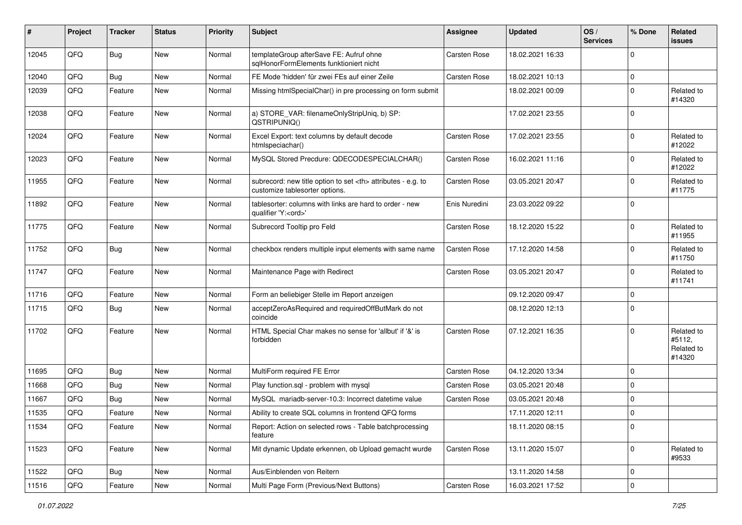| # | Project | Tracker | Status | Priority | Subject | Assignee | Updated | OS / Services | % Done | Related issues |
|---|---|---|---|---|---|---|---|---|---|---|
| 12045 | QFQ | Bug | New | Normal | templateGroup afterSave FE: Aufruf ohne sqlHonorFormElements funktioniert nicht | Carsten Rose | 18.02.2021 16:33 | | 0 | |
| 12040 | QFQ | Bug | New | Normal | FE Mode 'hidden' für zwei FEs auf einer Zeile | Carsten Rose | 18.02.2021 10:13 | | 0 | |
| 12039 | QFQ | Feature | New | Normal | Missing htmlSpecialChar() in pre processing on form submit | | 18.02.2021 00:09 | | 0 | Related to #14320 |
| 12038 | QFQ | Feature | New | Normal | a) STORE_VAR: filenameOnlyStripUniq, b) SP: QSTRIPUNIQ() | | 17.02.2021 23:55 | | 0 | |
| 12024 | QFQ | Feature | New | Normal | Excel Export: text columns by default decode htmlspeciachar() | Carsten Rose | 17.02.2021 23:55 | | 0 | Related to #12022 |
| 12023 | QFQ | Feature | New | Normal | MySQL Stored Precdure: QDECODESPECIALCHAR() | Carsten Rose | 16.02.2021 11:16 | | 0 | Related to #12022 |
| 11955 | QFQ | Feature | New | Normal | subrecord: new title option to set <th> attributes - e.g. to customize tablesorter options. | Carsten Rose | 03.05.2021 20:47 | | 0 | Related to #11775 |
| 11892 | QFQ | Feature | New | Normal | tablesorter: columns with links are hard to order - new qualifier 'Y:<ord>' | Enis Nuredini | 23.03.2022 09:22 | | 0 | |
| 11775 | QFQ | Feature | New | Normal | Subrecord Tooltip pro Feld | Carsten Rose | 18.12.2020 15:22 | | 0 | Related to #11955 |
| 11752 | QFQ | Bug | New | Normal | checkbox renders multiple input elements with same name | Carsten Rose | 17.12.2020 14:58 | | 0 | Related to #11750 |
| 11747 | QFQ | Feature | New | Normal | Maintenance Page with Redirect | Carsten Rose | 03.05.2021 20:47 | | 0 | Related to #11741 |
| 11716 | QFQ | Feature | New | Normal | Form an beliebiger Stelle im Report anzeigen | | 09.12.2020 09:47 | | 0 | |
| 11715 | QFQ | Bug | New | Normal | acceptZeroAsRequired and requiredOffButMark do not coincide | | 08.12.2020 12:13 | | 0 | |
| 11702 | QFQ | Feature | New | Normal | HTML Special Char makes no sense for 'allbut' if '&' is forbidden | Carsten Rose | 07.12.2021 16:35 | | 0 | Related to #5112, Related to #14320 |
| 11695 | QFQ | Bug | New | Normal | MultiForm required FE Error | Carsten Rose | 04.12.2020 13:34 | | 0 | |
| 11668 | QFQ | Bug | New | Normal | Play function.sql - problem with mysql | Carsten Rose | 03.05.2021 20:48 | | 0 | |
| 11667 | QFQ | Bug | New | Normal | MySQL mariadb-server-10.3: Incorrect datetime value | Carsten Rose | 03.05.2021 20:48 | | 0 | |
| 11535 | QFQ | Feature | New | Normal | Ability to create SQL columns in frontend QFQ forms | | 17.11.2020 12:11 | | 0 | |
| 11534 | QFQ | Feature | New | Normal | Report: Action on selected rows - Table batchprocessing feature | | 18.11.2020 08:15 | | 0 | |
| 11523 | QFQ | Feature | New | Normal | Mit dynamic Update erkennen, ob Upload gemacht wurde | Carsten Rose | 13.11.2020 15:07 | | 0 | Related to #9533 |
| 11522 | QFQ | Bug | New | Normal | Aus/Einblenden von Reitern | | 13.11.2020 14:58 | | 0 | |
| 11516 | QFQ | Feature | New | Normal | Multi Page Form (Previous/Next Buttons) | Carsten Rose | 16.03.2021 17:52 | | 0 | |

*01.07.2022*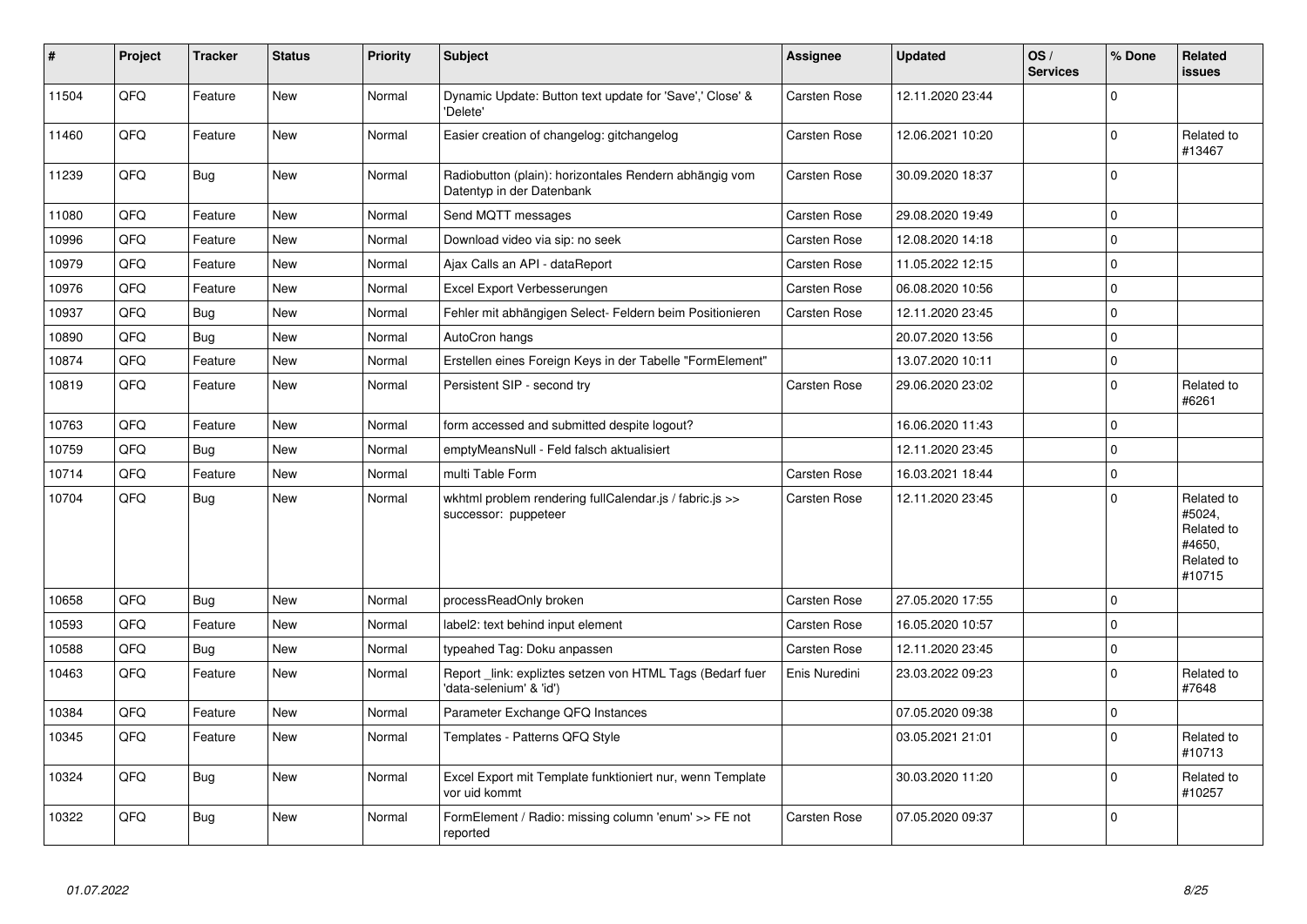| # | Project | Tracker | Status | Priority | Subject | Assignee | Updated | OS / Services | % Done | Related issues |
|---|---|---|---|---|---|---|---|---|---|---|
| 11504 | QFQ | Feature | New | Normal | Dynamic Update: Button text update for 'Save',' Close' & 'Delete' | Carsten Rose | 12.11.2020 23:44 | | 0 | |
| 11460 | QFQ | Feature | New | Normal | Easier creation of changelog: gitchangelog | Carsten Rose | 12.06.2021 10:20 | | 0 | Related to #13467 |
| 11239 | QFQ | Bug | New | Normal | Radiobutton (plain): horizontales Rendern abhängig vom Datentyp in der Datenbank | Carsten Rose | 30.09.2020 18:37 | | 0 | |
| 11080 | QFQ | Feature | New | Normal | Send MQTT messages | Carsten Rose | 29.08.2020 19:49 | | 0 | |
| 10996 | QFQ | Feature | New | Normal | Download video via sip: no seek | Carsten Rose | 12.08.2020 14:18 | | 0 | |
| 10979 | QFQ | Feature | New | Normal | Ajax Calls an API - dataReport | Carsten Rose | 11.05.2022 12:15 | | 0 | |
| 10976 | QFQ | Feature | New | Normal | Excel Export Verbesserungen | Carsten Rose | 06.08.2020 10:56 | | 0 | |
| 10937 | QFQ | Bug | New | Normal | Fehler mit abhängigen Select- Feldern beim Positionieren | Carsten Rose | 12.11.2020 23:45 | | 0 | |
| 10890 | QFQ | Bug | New | Normal | AutoCron hangs | | 20.07.2020 13:56 | | 0 | |
| 10874 | QFQ | Feature | New | Normal | Erstellen eines Foreign Keys in der Tabelle "FormElement" | | 13.07.2020 10:11 | | 0 | |
| 10819 | QFQ | Feature | New | Normal | Persistent SIP - second try | Carsten Rose | 29.06.2020 23:02 | | 0 | Related to #6261 |
| 10763 | QFQ | Feature | New | Normal | form accessed and submitted despite logout? | | 16.06.2020 11:43 | | 0 | |
| 10759 | QFQ | Bug | New | Normal | emptyMeansNull - Feld falsch aktualisiert | | 12.11.2020 23:45 | | 0 | |
| 10714 | QFQ | Feature | New | Normal | multi Table Form | Carsten Rose | 16.03.2021 18:44 | | 0 | |
| 10704 | QFQ | Bug | New | Normal | wkhtml problem rendering fullCalendar.js / fabric.js >> successor: puppeteer | Carsten Rose | 12.11.2020 23:45 | | 0 | Related to #5024, Related to #4650, Related to #10715 |
| 10658 | QFQ | Bug | New | Normal | processReadOnly broken | Carsten Rose | 27.05.2020 17:55 | | 0 | |
| 10593 | QFQ | Feature | New | Normal | label2: text behind input element | Carsten Rose | 16.05.2020 10:57 | | 0 | |
| 10588 | QFQ | Bug | New | Normal | typeahed Tag: Doku anpassen | Carsten Rose | 12.11.2020 23:45 | | 0 | |
| 10463 | QFQ | Feature | New | Normal | Report _link: expliztes setzen von HTML Tags (Bedarf fuer 'data-selenium' & 'id') | Enis Nuredini | 23.03.2022 09:23 | | 0 | Related to #7648 |
| 10384 | QFQ | Feature | New | Normal | Parameter Exchange QFQ Instances | | 07.05.2020 09:38 | | 0 | |
| 10345 | QFQ | Feature | New | Normal | Templates - Patterns QFQ Style | | 03.05.2021 21:01 | | 0 | Related to #10713 |
| 10324 | QFQ | Bug | New | Normal | Excel Export mit Template funktioniert nur, wenn Template vor uid kommt | | 30.03.2020 11:20 | | 0 | Related to #10257 |
| 10322 | QFQ | Bug | New | Normal | FormElement / Radio: missing column 'enum' >> FE not reported | Carsten Rose | 07.05.2020 09:37 | | 0 | |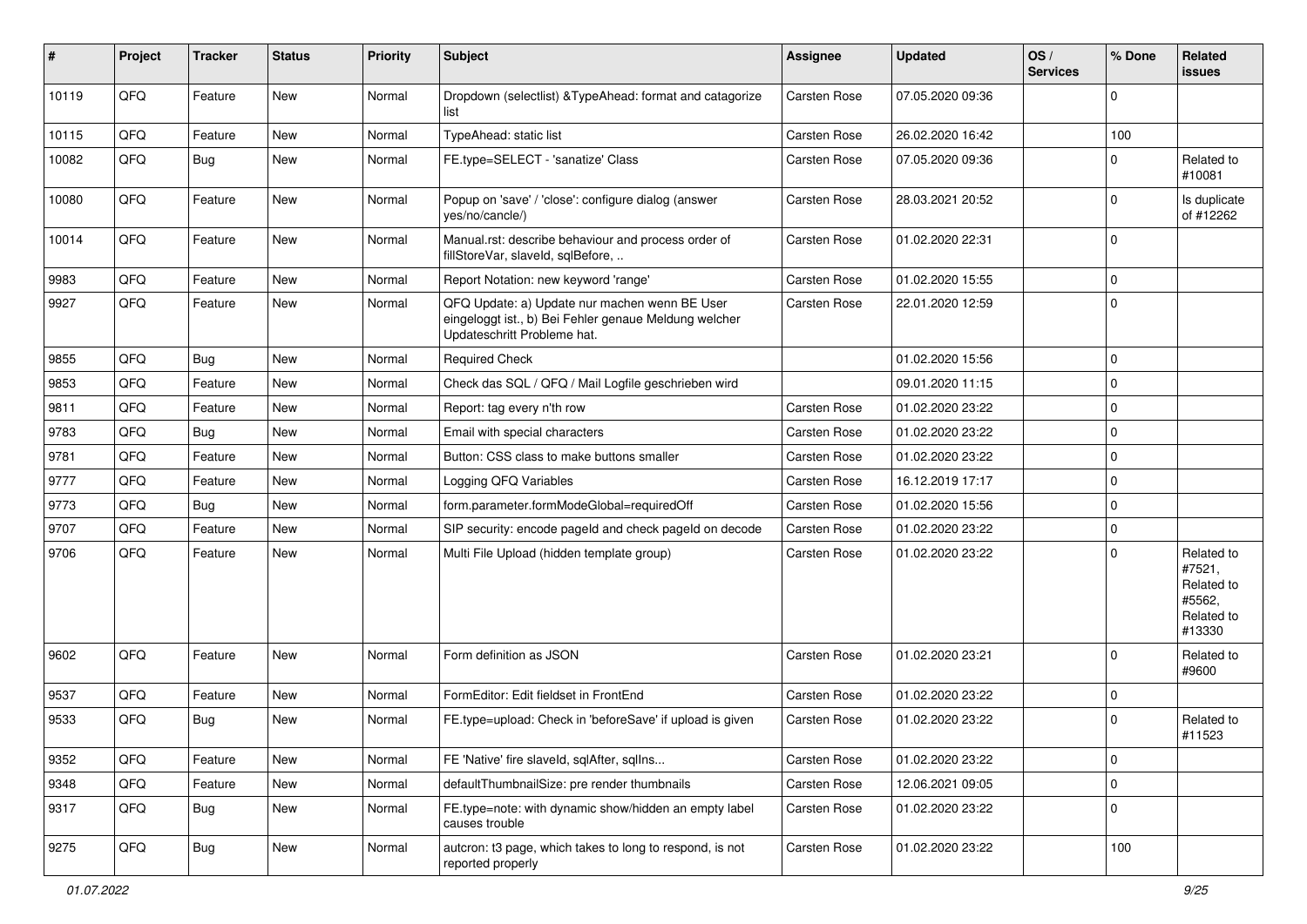| # | Project | Tracker | Status | Priority | Subject | Assignee | Updated | OS / Services | % Done | Related issues |
|---|---|---|---|---|---|---|---|---|---|---|
| 10119 | QFQ | Feature | New | Normal | Dropdown (selectlist) &TypeAhead: format and catagorize list | Carsten Rose | 07.05.2020 09:36 | | 0 | |
| 10115 | QFQ | Feature | New | Normal | TypeAhead: static list | Carsten Rose | 26.02.2020 16:42 | | 100 | |
| 10082 | QFQ | Bug | New | Normal | FE.type=SELECT - 'sanatize' Class | Carsten Rose | 07.05.2020 09:36 | | 0 | Related to #10081 |
| 10080 | QFQ | Feature | New | Normal | Popup on 'save' / 'close': configure dialog (answer yes/no/cancle/) | Carsten Rose | 28.03.2021 20:52 | | 0 | Is duplicate of #12262 |
| 10014 | QFQ | Feature | New | Normal | Manual.rst: describe behaviour and process order of fillStoreVar, slaveId, sqlBefore, .. | Carsten Rose | 01.02.2020 22:31 | | 0 | |
| 9983 | QFQ | Feature | New | Normal | Report Notation: new keyword 'range' | Carsten Rose | 01.02.2020 15:55 | | 0 | |
| 9927 | QFQ | Feature | New | Normal | QFQ Update: a) Update nur machen wenn BE User eingeloggt ist., b) Bei Fehler genaue Meldung welcher Updateschritt Probleme hat. | Carsten Rose | 22.01.2020 12:59 | | 0 | |
| 9855 | QFQ | Bug | New | Normal | Required Check | | 01.02.2020 15:56 | | 0 | |
| 9853 | QFQ | Feature | New | Normal | Check das SQL / QFQ / Mail Logfile geschrieben wird | | 09.01.2020 11:15 | | 0 | |
| 9811 | QFQ | Feature | New | Normal | Report: tag every n'th row | Carsten Rose | 01.02.2020 23:22 | | 0 | |
| 9783 | QFQ | Bug | New | Normal | Email with special characters | Carsten Rose | 01.02.2020 23:22 | | 0 | |
| 9781 | QFQ | Feature | New | Normal | Button: CSS class to make buttons smaller | Carsten Rose | 01.02.2020 23:22 | | 0 | |
| 9777 | QFQ | Feature | New | Normal | Logging QFQ Variables | Carsten Rose | 16.12.2019 17:17 | | 0 | |
| 9773 | QFQ | Bug | New | Normal | form.parameter.formModeGlobal=requiredOff | Carsten Rose | 01.02.2020 15:56 | | 0 | |
| 9707 | QFQ | Feature | New | Normal | SIP security: encode pageId and check pageId on decode | Carsten Rose | 01.02.2020 23:22 | | 0 | |
| 9706 | QFQ | Feature | New | Normal | Multi File Upload (hidden template group) | Carsten Rose | 01.02.2020 23:22 | | 0 | Related to #7521, Related to #5562, Related to #13330 |
| 9602 | QFQ | Feature | New | Normal | Form definition as JSON | Carsten Rose | 01.02.2020 23:21 | | 0 | Related to #9600 |
| 9537 | QFQ | Feature | New | Normal | FormEditor: Edit fieldset in FrontEnd | Carsten Rose | 01.02.2020 23:22 | | 0 | |
| 9533 | QFQ | Bug | New | Normal | FE.type=upload: Check in 'beforeSave' if upload is given | Carsten Rose | 01.02.2020 23:22 | | 0 | Related to #11523 |
| 9352 | QFQ | Feature | New | Normal | FE 'Native' fire slaveId, sqlAfter, sqlIns... | Carsten Rose | 01.02.2020 23:22 | | 0 | |
| 9348 | QFQ | Feature | New | Normal | defaultThumbnailSize: pre render thumbnails | Carsten Rose | 12.06.2021 09:05 | | 0 | |
| 9317 | QFQ | Bug | New | Normal | FE.type=note: with dynamic show/hidden an empty label causes trouble | Carsten Rose | 01.02.2020 23:22 | | 0 | |
| 9275 | QFQ | Bug | New | Normal | autcron: t3 page, which takes to long to respond, is not reported properly | Carsten Rose | 01.02.2020 23:22 | | 100 | |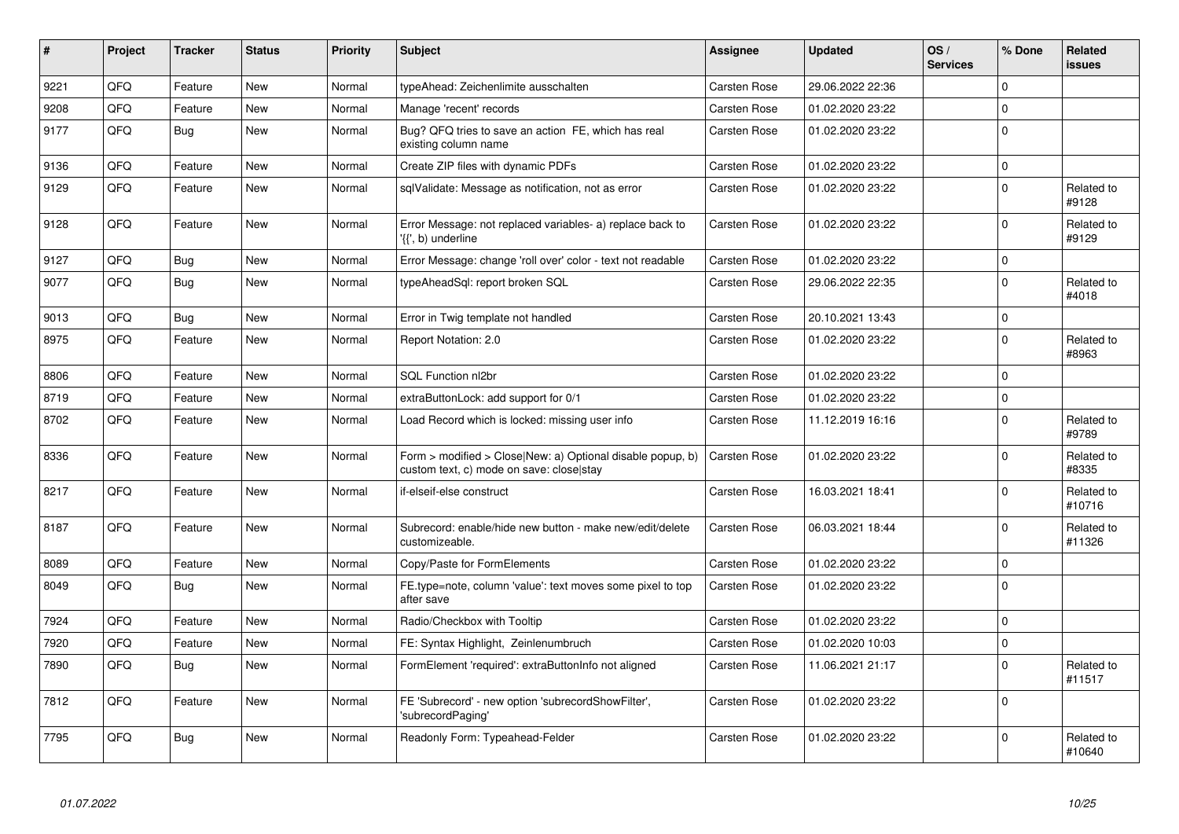| # | Project | Tracker | Status | Priority | Subject | Assignee | Updated | OS / Services | % Done | Related issues |
|---|---|---|---|---|---|---|---|---|---|---|
| 9221 | QFQ | Feature | New | Normal | typeAhead: Zeichenlimite ausschalten | Carsten Rose | 29.06.2022 22:36 | | 0 | |
| 9208 | QFQ | Feature | New | Normal | Manage 'recent' records | Carsten Rose | 01.02.2020 23:22 | | 0 | |
| 9177 | QFQ | Bug | New | Normal | Bug? QFQ tries to save an action FE, which has real existing column name | Carsten Rose | 01.02.2020 23:22 | | 0 | |
| 9136 | QFQ | Feature | New | Normal | Create ZIP files with dynamic PDFs | Carsten Rose | 01.02.2020 23:22 | | 0 | |
| 9129 | QFQ | Feature | New | Normal | sqlValidate: Message as notification, not as error | Carsten Rose | 01.02.2020 23:22 | | 0 | Related to #9128 |
| 9128 | QFQ | Feature | New | Normal | Error Message: not replaced variables- a) replace back to '{{', b) underline | Carsten Rose | 01.02.2020 23:22 | | 0 | Related to #9129 |
| 9127 | QFQ | Bug | New | Normal | Error Message: change 'roll over' color - text not readable | Carsten Rose | 01.02.2020 23:22 | | 0 | |
| 9077 | QFQ | Bug | New | Normal | typeAheadSql: report broken SQL | Carsten Rose | 29.06.2022 22:35 | | 0 | Related to #4018 |
| 9013 | QFQ | Bug | New | Normal | Error in Twig template not handled | Carsten Rose | 20.10.2021 13:43 | | 0 | |
| 8975 | QFQ | Feature | New | Normal | Report Notation: 2.0 | Carsten Rose | 01.02.2020 23:22 | | 0 | Related to #8963 |
| 8806 | QFQ | Feature | New | Normal | SQL Function nl2br | Carsten Rose | 01.02.2020 23:22 | | 0 | |
| 8719 | QFQ | Feature | New | Normal | extraButtonLock: add support for 0/1 | Carsten Rose | 01.02.2020 23:22 | | 0 | |
| 8702 | QFQ | Feature | New | Normal | Load Record which is locked: missing user info | Carsten Rose | 11.12.2019 16:16 | | 0 | Related to #9789 |
| 8336 | QFQ | Feature | New | Normal | Form > modified > Close\|New: a) Optional disable popup, b) custom text, c) mode on save: close\|stay | Carsten Rose | 01.02.2020 23:22 | | 0 | Related to #8335 |
| 8217 | QFQ | Feature | New | Normal | if-elseif-else construct | Carsten Rose | 16.03.2021 18:41 | | 0 | Related to #10716 |
| 8187 | QFQ | Feature | New | Normal | Subrecord: enable/hide new button - make new/edit/delete customizeable. | Carsten Rose | 06.03.2021 18:44 | | 0 | Related to #11326 |
| 8089 | QFQ | Feature | New | Normal | Copy/Paste for FormElements | Carsten Rose | 01.02.2020 23:22 | | 0 | |
| 8049 | QFQ | Bug | New | Normal | FE.type=note, column 'value': text moves some pixel to top after save | Carsten Rose | 01.02.2020 23:22 | | 0 | |
| 7924 | QFQ | Feature | New | Normal | Radio/Checkbox with Tooltip | Carsten Rose | 01.02.2020 23:22 | | 0 | |
| 7920 | QFQ | Feature | New | Normal | FE: Syntax Highlight, Zeinlenumbruch | Carsten Rose | 01.02.2020 10:03 | | 0 | |
| 7890 | QFQ | Bug | New | Normal | FormElement 'required': extraButtonInfo not aligned | Carsten Rose | 11.06.2021 21:17 | | 0 | Related to #11517 |
| 7812 | QFQ | Feature | New | Normal | FE 'Subrecord' - new option 'subrecordShowFilter', 'subrecordPaging' | Carsten Rose | 01.02.2020 23:22 | | 0 | |
| 7795 | QFQ | Bug | New | Normal | Readonly Form: Typeahead-Felder | Carsten Rose | 01.02.2020 23:22 | | 0 | Related to #10640 |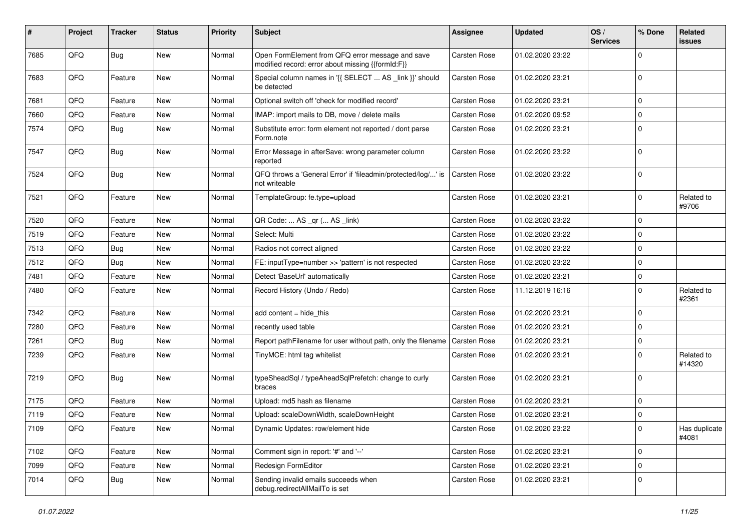| # | Project | Tracker | Status | Priority | Subject | Assignee | Updated | OS / Services | % Done | Related issues |
|---|---|---|---|---|---|---|---|---|---|---|
| 7685 | QFQ | Bug | New | Normal | Open FormElement from QFQ error message and save modified record: error about missing {{formId:F}} | Carsten Rose | 01.02.2020 23:22 | | 0 | |
| 7683 | QFQ | Feature | New | Normal | Special column names in '{{ SELECT ... AS _link }}' should be detected | Carsten Rose | 01.02.2020 23:21 | | 0 | |
| 7681 | QFQ | Feature | New | Normal | Optional switch off 'check for modified record' | Carsten Rose | 01.02.2020 23:21 | | 0 | |
| 7660 | QFQ | Feature | New | Normal | IMAP: import mails to DB, move / delete mails | Carsten Rose | 01.02.2020 09:52 | | 0 | |
| 7574 | QFQ | Bug | New | Normal | Substitute error: form element not reported / dont parse Form.note | Carsten Rose | 01.02.2020 23:21 | | 0 | |
| 7547 | QFQ | Bug | New | Normal | Error Message in afterSave: wrong parameter column reported | Carsten Rose | 01.02.2020 23:22 | | 0 | |
| 7524 | QFQ | Bug | New | Normal | QFQ throws a 'General Error' if 'fileadmin/protected/log/...' is not writeable | Carsten Rose | 01.02.2020 23:22 | | 0 | |
| 7521 | QFQ | Feature | New | Normal | TemplateGroup: fe.type=upload | Carsten Rose | 01.02.2020 23:21 | | 0 | Related to #9706 |
| 7520 | QFQ | Feature | New | Normal | QR Code: ... AS _qr (... AS _link) | Carsten Rose | 01.02.2020 23:22 | | 0 | |
| 7519 | QFQ | Feature | New | Normal | Select: Multi | Carsten Rose | 01.02.2020 23:22 | | 0 | |
| 7513 | QFQ | Bug | New | Normal | Radios not correct aligned | Carsten Rose | 01.02.2020 23:22 | | 0 | |
| 7512 | QFQ | Bug | New | Normal | FE: inputType=number >> 'pattern' is not respected | Carsten Rose | 01.02.2020 23:22 | | 0 | |
| 7481 | QFQ | Feature | New | Normal | Detect 'BaseUrl' automatically | Carsten Rose | 01.02.2020 23:21 | | 0 | |
| 7480 | QFQ | Feature | New | Normal | Record History (Undo / Redo) | Carsten Rose | 11.12.2019 16:16 | | 0 | Related to #2361 |
| 7342 | QFQ | Feature | New | Normal | add content = hide_this | Carsten Rose | 01.02.2020 23:21 | | 0 | |
| 7280 | QFQ | Feature | New | Normal | recently used table | Carsten Rose | 01.02.2020 23:21 | | 0 | |
| 7261 | QFQ | Bug | New | Normal | Report pathFilename for user without path, only the filename | Carsten Rose | 01.02.2020 23:21 | | 0 | |
| 7239 | QFQ | Feature | New | Normal | TinyMCE: html tag whitelist | Carsten Rose | 01.02.2020 23:21 | | 0 | Related to #14320 |
| 7219 | QFQ | Bug | New | Normal | typeSheadSql / typeAheadSqlPrefetch: change to curly braces | Carsten Rose | 01.02.2020 23:21 | | 0 | |
| 7175 | QFQ | Feature | New | Normal | Upload: md5 hash as filename | Carsten Rose | 01.02.2020 23:21 | | 0 | |
| 7119 | QFQ | Feature | New | Normal | Upload: scaleDownWidth, scaleDownHeight | Carsten Rose | 01.02.2020 23:21 | | 0 | |
| 7109 | QFQ | Feature | New | Normal | Dynamic Updates: row/element hide | Carsten Rose | 01.02.2020 23:22 | | 0 | Has duplicate #4081 |
| 7102 | QFQ | Feature | New | Normal | Comment sign in report: '#' and '--' | Carsten Rose | 01.02.2020 23:21 | | 0 | |
| 7099 | QFQ | Feature | New | Normal | Redesign FormEditor | Carsten Rose | 01.02.2020 23:21 | | 0 | |
| 7014 | QFQ | Bug | New | Normal | Sending invalid emails succeeds when debug.redirectAllMailTo is set | Carsten Rose | 01.02.2020 23:21 | | 0 | |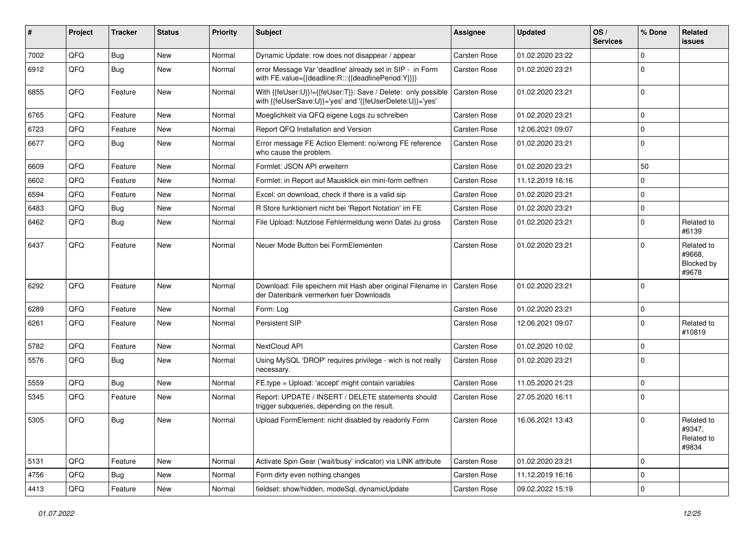| # | Project | Tracker | Status | Priority | Subject | Assignee | Updated | OS / Services | % Done | Related issues |
|---|---|---|---|---|---|---|---|---|---|---|
| 7002 | QFQ | Bug | New | Normal | Dynamic Update: row does not disappear / appear | Carsten Rose | 01.02.2020 23:22 | | 0 | |
| 6912 | QFQ | Bug | New | Normal | error Message Var 'deadline' already set in SIP - in Form with FE.value={{deadline:R:::{{deadlinePeriod:Y}}}} | Carsten Rose | 01.02.2020 23:21 | | 0 | |
| 6855 | QFQ | Feature | New | Normal | With {{feUser:U}}!={{feUser:T}}: Save / Delete: only possible with {{feUserSave:U}}='yes' and '{{feUserDelete:U}}='yes' | Carsten Rose | 01.02.2020 23:21 | | 0 | |
| 6765 | QFQ | Feature | New | Normal | Moeglichkeit via QFQ eigene Logs zu schreiben | Carsten Rose | 01.02.2020 23:21 | | 0 | |
| 6723 | QFQ | Feature | New | Normal | Report QFQ Installation and Version | Carsten Rose | 12.06.2021 09:07 | | 0 | |
| 6677 | QFQ | Bug | New | Normal | Error message FE Action Element: no/wrong FE reference who cause the problem. | Carsten Rose | 01.02.2020 23:21 | | 0 | |
| 6609 | QFQ | Feature | New | Normal | Formlet: JSON API erweitern | Carsten Rose | 01.02.2020 23:21 | | 50 | |
| 6602 | QFQ | Feature | New | Normal | Formlet: in Report auf Mausklick ein mini-form oeffnen | Carsten Rose | 11.12.2019 16:16 | | 0 | |
| 6594 | QFQ | Feature | New | Normal | Excel: on download, check if there is a valid sip | Carsten Rose | 01.02.2020 23:21 | | 0 | |
| 6483 | QFQ | Bug | New | Normal | R Store funktioniert nicht bei 'Report Notation' im FE | Carsten Rose | 01.02.2020 23:21 | | 0 | |
| 6462 | QFQ | Bug | New | Normal | File Upload: Nutzlose Fehlermeldung wenn Datei zu gross | Carsten Rose | 01.02.2020 23:21 | | 0 | Related to #6139 |
| 6437 | QFQ | Feature | New | Normal | Neuer Mode Button bei FormElementen | Carsten Rose | 01.02.2020 23:21 | | 0 | Related to #9668, Blocked by #9678 |
| 6292 | QFQ | Feature | New | Normal | Download: File speichern mit Hash aber original Filename in der Datenbank vermerken fuer Downloads | Carsten Rose | 01.02.2020 23:21 | | 0 | |
| 6289 | QFQ | Feature | New | Normal | Form: Log | Carsten Rose | 01.02.2020 23:21 | | 0 | |
| 6261 | QFQ | Feature | New | Normal | Persistent SIP | Carsten Rose | 12.06.2021 09:07 | | 0 | Related to #10819 |
| 5782 | QFQ | Feature | New | Normal | NextCloud API | Carsten Rose | 01.02.2020 10:02 | | 0 | |
| 5576 | QFQ | Bug | New | Normal | Using MySQL 'DROP' requires privilege - wich is not really necessary. | Carsten Rose | 01.02.2020 23:21 | | 0 | |
| 5559 | QFQ | Bug | New | Normal | FE.type = Upload: 'accept' might contain variables | Carsten Rose | 11.05.2020 21:23 | | 0 | |
| 5345 | QFQ | Feature | New | Normal | Report: UPDATE / INSERT / DELETE statements should trigger subqueries, depending on the result. | Carsten Rose | 27.05.2020 16:11 | | 0 | |
| 5305 | QFQ | Bug | New | Normal | Upload FormElement: nicht disabled by readonly Form | Carsten Rose | 16.06.2021 13:43 | | 0 | Related to #9347, Related to #9834 |
| 5131 | QFQ | Feature | New | Normal | Activate Spin Gear ('wait/busy' indicator) via LINK attribute | Carsten Rose | 01.02.2020 23:21 | | 0 | |
| 4756 | QFQ | Bug | New | Normal | Form dirty even nothing changes | Carsten Rose | 11.12.2019 16:16 | | 0 | |
| 4413 | QFQ | Feature | New | Normal | fieldset: show/hidden, modeSql, dynamicUpdate | Carsten Rose | 09.02.2022 15:19 | | 0 | |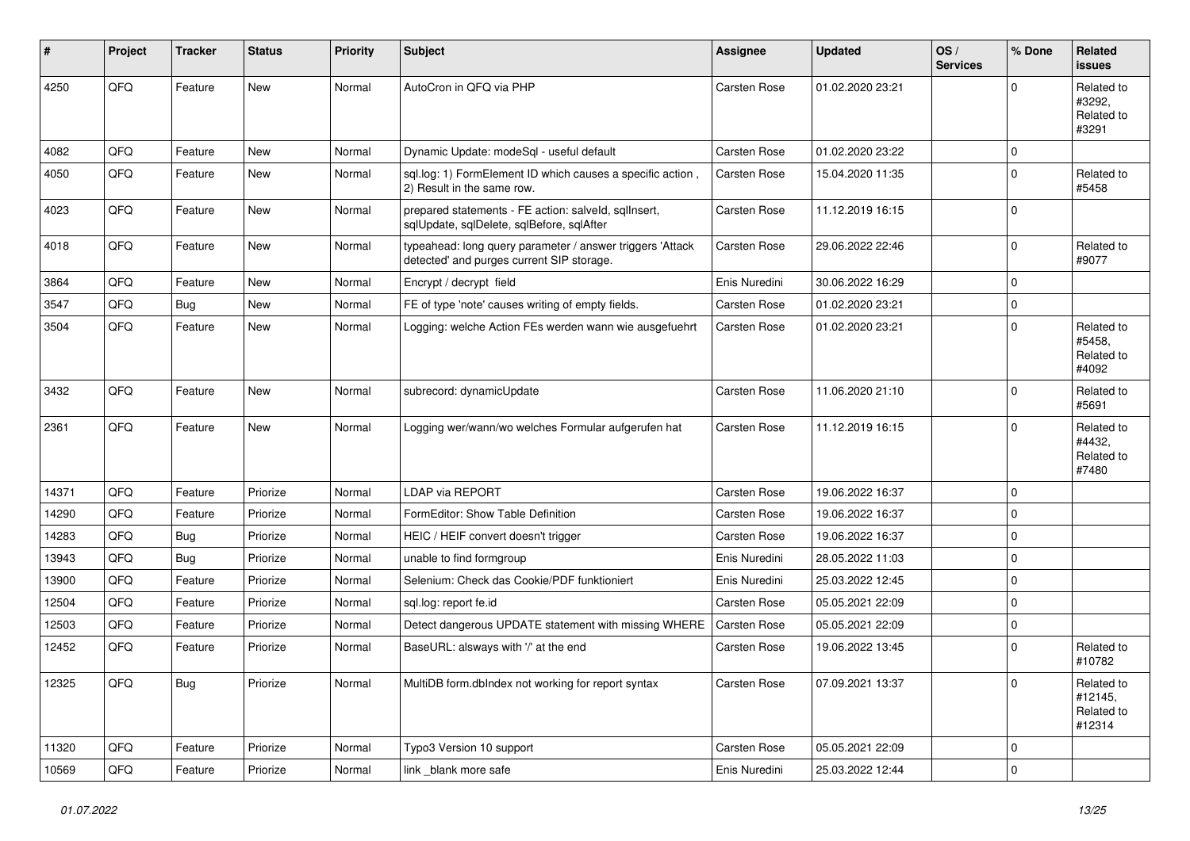| # | Project | Tracker | Status | Priority | Subject | Assignee | Updated | OS / Services | % Done | Related issues |
|---|---|---|---|---|---|---|---|---|---|---|
| 4250 | QFQ | Feature | New | Normal | AutoCron in QFQ via PHP | Carsten Rose | 01.02.2020 23:21 | | 0 | Related to #3292, Related to #3291 |
| 4082 | QFQ | Feature | New | Normal | Dynamic Update: modeSql - useful default | Carsten Rose | 01.02.2020 23:22 | | 0 | |
| 4050 | QFQ | Feature | New | Normal | sql.log: 1) FormElement ID which causes a specific action , 2) Result in the same row. | Carsten Rose | 15.04.2020 11:35 | | 0 | Related to #5458 |
| 4023 | QFQ | Feature | New | Normal | prepared statements - FE action: salveId, sqlInsert, sqlUpdate, sqlDelete, sqlBefore, sqlAfter | Carsten Rose | 11.12.2019 16:15 | | 0 | |
| 4018 | QFQ | Feature | New | Normal | typeahead: long query parameter / answer triggers 'Attack detected' and purges current SIP storage. | Carsten Rose | 29.06.2022 22:46 | | 0 | Related to #9077 |
| 3864 | QFQ | Feature | New | Normal | Encrypt / decrypt field | Enis Nuredini | 30.06.2022 16:29 | | 0 | |
| 3547 | QFQ | Bug | New | Normal | FE of type 'note' causes writing of empty fields. | Carsten Rose | 01.02.2020 23:21 | | 0 | |
| 3504 | QFQ | Feature | New | Normal | Logging: welche Action FEs werden wann wie ausgefuehrt | Carsten Rose | 01.02.2020 23:21 | | 0 | Related to #5458, Related to #4092 |
| 3432 | QFQ | Feature | New | Normal | subrecord: dynamicUpdate | Carsten Rose | 11.06.2020 21:10 | | 0 | Related to #5691 |
| 2361 | QFQ | Feature | New | Normal | Logging wer/wann/wo welches Formular aufgerufen hat | Carsten Rose | 11.12.2019 16:15 | | 0 | Related to #4432, Related to #7480 |
| 14371 | QFQ | Feature | Priorize | Normal | LDAP via REPORT | Carsten Rose | 19.06.2022 16:37 | | 0 | |
| 14290 | QFQ | Feature | Priorize | Normal | FormEditor: Show Table Definition | Carsten Rose | 19.06.2022 16:37 | | 0 | |
| 14283 | QFQ | Bug | Priorize | Normal | HEIC / HEIF convert doesn't trigger | Carsten Rose | 19.06.2022 16:37 | | 0 | |
| 13943 | QFQ | Bug | Priorize | Normal | unable to find formgroup | Enis Nuredini | 28.05.2022 11:03 | | 0 | |
| 13900 | QFQ | Feature | Priorize | Normal | Selenium: Check das Cookie/PDF funktioniert | Enis Nuredini | 25.03.2022 12:45 | | 0 | |
| 12504 | QFQ | Feature | Priorize | Normal | sql.log: report fe.id | Carsten Rose | 05.05.2021 22:09 | | 0 | |
| 12503 | QFQ | Feature | Priorize | Normal | Detect dangerous UPDATE statement with missing WHERE | Carsten Rose | 05.05.2021 22:09 | | 0 | |
| 12452 | QFQ | Feature | Priorize | Normal | BaseURL: alsways with '/' at the end | Carsten Rose | 19.06.2022 13:45 | | 0 | Related to #10782 |
| 12325 | QFQ | Bug | Priorize | Normal | MultiDB form.dbIndex not working for report syntax | Carsten Rose | 07.09.2021 13:37 | | 0 | Related to #12145, Related to #12314 |
| 11320 | QFQ | Feature | Priorize | Normal | Typo3 Version 10 support | Carsten Rose | 05.05.2021 22:09 | | 0 | |
| 10569 | QFQ | Feature | Priorize | Normal | link _blank more safe | Enis Nuredini | 25.03.2022 12:44 | | 0 | |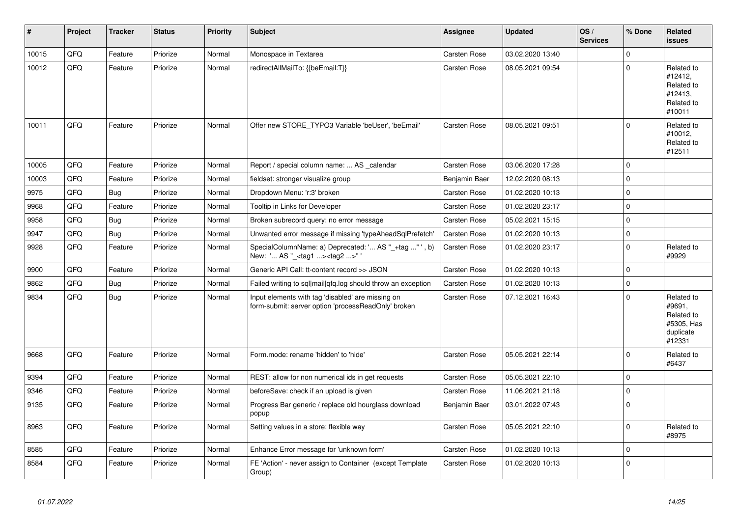| # | Project | Tracker | Status | Priority | Subject | Assignee | Updated | OS / Services | % Done | Related issues |
|---|---|---|---|---|---|---|---|---|---|---|
| 10015 | QFQ | Feature | Priorize | Normal | Monospace in Textarea | Carsten Rose | 03.02.2020 13:40 | | 0 | |
| 10012 | QFQ | Feature | Priorize | Normal | redirectAllMailTo: {{beEmail:T}} | Carsten Rose | 08.05.2021 09:54 | | 0 | Related to #12412, Related to #12413, Related to #10011 |
| 10011 | QFQ | Feature | Priorize | Normal | Offer new STORE_TYPO3 Variable 'beUser', 'beEmail' | Carsten Rose | 08.05.2021 09:51 | | 0 | Related to #10012, Related to #12511 |
| 10005 | QFQ | Feature | Priorize | Normal | Report / special column name: ... AS _calendar | Carsten Rose | 03.06.2020 17:28 | | 0 | |
| 10003 | QFQ | Feature | Priorize | Normal | fieldset: stronger visualize group | Benjamin Baer | 12.02.2020 08:13 | | 0 | |
| 9975 | QFQ | Bug | Priorize | Normal | Dropdown Menu: 'r:3' broken | Carsten Rose | 01.02.2020 10:13 | | 0 | |
| 9968 | QFQ | Feature | Priorize | Normal | Tooltip in Links for Developer | Carsten Rose | 01.02.2020 23:17 | | 0 | |
| 9958 | QFQ | Bug | Priorize | Normal | Broken subrecord query: no error message | Carsten Rose | 05.02.2021 15:15 | | 0 | |
| 9947 | QFQ | Bug | Priorize | Normal | Unwanted error message if missing 'typeAheadSqlPrefetch' | Carsten Rose | 01.02.2020 10:13 | | 0 | |
| 9928 | QFQ | Feature | Priorize | Normal | SpecialColumnName: a) Deprecated: '... AS "_+tag ..." ', b) New: '... AS "_<tag1 ...><tag2 ...>" ' | Carsten Rose | 01.02.2020 23:17 | | 0 | Related to #9929 |
| 9900 | QFQ | Feature | Priorize | Normal | Generic API Call: tt-content record >> JSON | Carsten Rose | 01.02.2020 10:13 | | 0 | |
| 9862 | QFQ | Bug | Priorize | Normal | Failed writing to sql\|mail\|qfq.log should throw an exception | Carsten Rose | 01.02.2020 10:13 | | 0 | |
| 9834 | QFQ | Bug | Priorize | Normal | Input elements with tag 'disabled' are missing on form-submit: server option 'processReadOnly' broken | Carsten Rose | 07.12.2021 16:43 | | 0 | Related to #9691, Related to #5305, Has duplicate #12331 |
| 9668 | QFQ | Feature | Priorize | Normal | Form.mode: rename 'hidden' to 'hide' | Carsten Rose | 05.05.2021 22:14 | | 0 | Related to #6437 |
| 9394 | QFQ | Feature | Priorize | Normal | REST: allow for non numerical ids in get requests | Carsten Rose | 05.05.2021 22:10 | | 0 | |
| 9346 | QFQ | Feature | Priorize | Normal | beforeSave: check if an upload is given | Carsten Rose | 11.06.2021 21:18 | | 0 | |
| 9135 | QFQ | Feature | Priorize | Normal | Progress Bar generic / replace old hourglass download popup | Benjamin Baer | 03.01.2022 07:43 | | 0 | |
| 8963 | QFQ | Feature | Priorize | Normal | Setting values in a store: flexible way | Carsten Rose | 05.05.2021 22:10 | | 0 | Related to #8975 |
| 8585 | QFQ | Feature | Priorize | Normal | Enhance Error message for 'unknown form' | Carsten Rose | 01.02.2020 10:13 | | 0 | |
| 8584 | QFQ | Feature | Priorize | Normal | FE 'Action' - never assign to Container (except Template Group) | Carsten Rose | 01.02.2020 10:13 | | 0 | |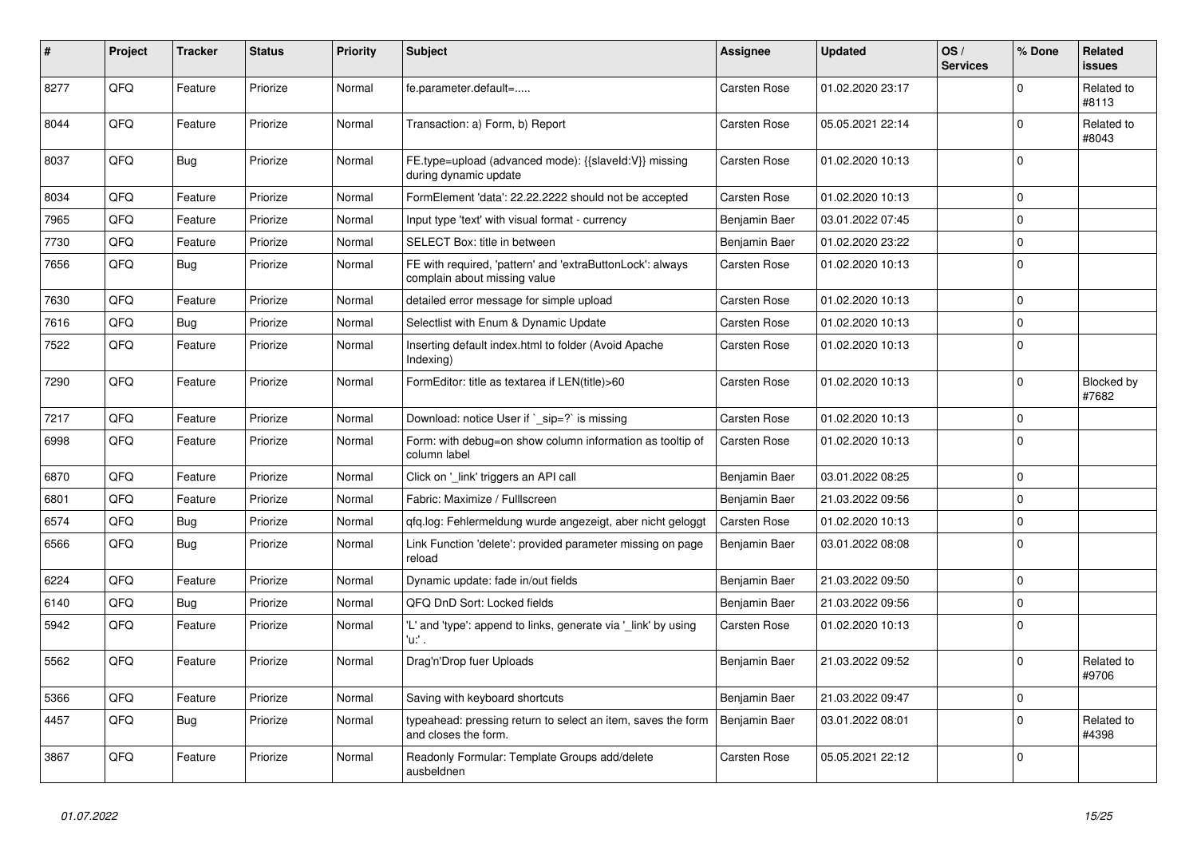| # | Project | Tracker | Status | Priority | Subject | Assignee | Updated | OS / Services | % Done | Related issues |
|---|---|---|---|---|---|---|---|---|---|---|
| 8277 | QFQ | Feature | Priorize | Normal | fe.parameter.default=..... | Carsten Rose | 01.02.2020 23:17 | | 0 | Related to #8113 |
| 8044 | QFQ | Feature | Priorize | Normal | Transaction: a) Form, b) Report | Carsten Rose | 05.05.2021 22:14 | | 0 | Related to #8043 |
| 8037 | QFQ | Bug | Priorize | Normal | FE.type=upload (advanced mode): {{slaveId:V}} missing during dynamic update | Carsten Rose | 01.02.2020 10:13 | | 0 | |
| 8034 | QFQ | Feature | Priorize | Normal | FormElement 'data': 22.22.2222 should not be accepted | Carsten Rose | 01.02.2020 10:13 | | 0 | |
| 7965 | QFQ | Feature | Priorize | Normal | Input type 'text' with visual format - currency | Benjamin Baer | 03.01.2022 07:45 | | 0 | |
| 7730 | QFQ | Feature | Priorize | Normal | SELECT Box: title in between | Benjamin Baer | 01.02.2020 23:22 | | 0 | |
| 7656 | QFQ | Bug | Priorize | Normal | FE with required, 'pattern' and 'extraButtonLock': always complain about missing value | Carsten Rose | 01.02.2020 10:13 | | 0 | |
| 7630 | QFQ | Feature | Priorize | Normal | detailed error message for simple upload | Carsten Rose | 01.02.2020 10:13 | | 0 | |
| 7616 | QFQ | Bug | Priorize | Normal | Selectlist with Enum & Dynamic Update | Carsten Rose | 01.02.2020 10:13 | | 0 | |
| 7522 | QFQ | Feature | Priorize | Normal | Inserting default index.html to folder (Avoid Apache Indexing) | Carsten Rose | 01.02.2020 10:13 | | 0 | |
| 7290 | QFQ | Feature | Priorize | Normal | FormEditor: title as textarea if LEN(title)>60 | Carsten Rose | 01.02.2020 10:13 | | 0 | Blocked by #7682 |
| 7217 | QFQ | Feature | Priorize | Normal | Download: notice User if `_sip=?` is missing | Carsten Rose | 01.02.2020 10:13 | | 0 | |
| 6998 | QFQ | Feature | Priorize | Normal | Form: with debug=on show column information as tooltip of column label | Carsten Rose | 01.02.2020 10:13 | | 0 | |
| 6870 | QFQ | Feature | Priorize | Normal | Click on '_link' triggers an API call | Benjamin Baer | 03.01.2022 08:25 | | 0 | |
| 6801 | QFQ | Feature | Priorize | Normal | Fabric: Maximize / Fulllscreen | Benjamin Baer | 21.03.2022 09:56 | | 0 | |
| 6574 | QFQ | Bug | Priorize | Normal | qfq.log: Fehlermeldung wurde angezeigt, aber nicht geloggt | Carsten Rose | 01.02.2020 10:13 | | 0 | |
| 6566 | QFQ | Bug | Priorize | Normal | Link Function 'delete': provided parameter missing on page reload | Benjamin Baer | 03.01.2022 08:08 | | 0 | |
| 6224 | QFQ | Feature | Priorize | Normal | Dynamic update: fade in/out fields | Benjamin Baer | 21.03.2022 09:50 | | 0 | |
| 6140 | QFQ | Bug | Priorize | Normal | QFQ DnD Sort: Locked fields | Benjamin Baer | 21.03.2022 09:56 | | 0 | |
| 5942 | QFQ | Feature | Priorize | Normal | 'L' and 'type': append to links, generate via '_link' by using 'u:' . | Carsten Rose | 01.02.2020 10:13 | | 0 | |
| 5562 | QFQ | Feature | Priorize | Normal | Drag'n'Drop fuer Uploads | Benjamin Baer | 21.03.2022 09:52 | | 0 | Related to #9706 |
| 5366 | QFQ | Feature | Priorize | Normal | Saving with keyboard shortcuts | Benjamin Baer | 21.03.2022 09:47 | | 0 | |
| 4457 | QFQ | Bug | Priorize | Normal | typeahead: pressing return to select an item, saves the form and closes the form. | Benjamin Baer | 03.01.2022 08:01 | | 0 | Related to #4398 |
| 3867 | QFQ | Feature | Priorize | Normal | Readonly Formular: Template Groups add/delete ausbeldnen | Carsten Rose | 05.05.2021 22:12 | | 0 | |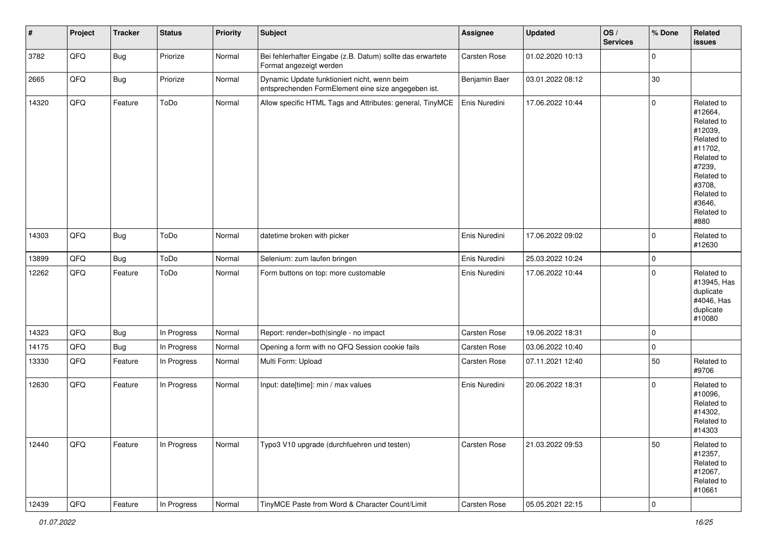| # | Project | Tracker | Status | Priority | Subject | Assignee | Updated | OS / Services | % Done | Related issues |
|---|---|---|---|---|---|---|---|---|---|---|
| 3782 | QFQ | Bug | Priorize | Normal | Bei fehlerhafter Eingabe (z.B. Datum) sollte das erwartete Format angezeigt werden | Carsten Rose | 01.02.2020 10:13 | | 0 | |
| 2665 | QFQ | Bug | Priorize | Normal | Dynamic Update funktioniert nicht, wenn beim entsprechenden FormElement eine size angegeben ist. | Benjamin Baer | 03.01.2022 08:12 | | 30 | |
| 14320 | QFQ | Feature | ToDo | Normal | Allow specific HTML Tags and Attributes: general, TinyMCE | Enis Nuredini | 17.06.2022 10:44 | | 0 | Related to #12664, Related to #12039, Related to #11702, Related to #7239, Related to #3708, Related to #3646, Related to #880 |
| 14303 | QFQ | Bug | ToDo | Normal | datetime broken with picker | Enis Nuredini | 17.06.2022 09:02 | | 0 | Related to #12630 |
| 13899 | QFQ | Bug | ToDo | Normal | Selenium: zum laufen bringen | Enis Nuredini | 25.03.2022 10:24 | | 0 | |
| 12262 | QFQ | Feature | ToDo | Normal | Form buttons on top: more customable | Enis Nuredini | 17.06.2022 10:44 | | 0 | Related to #13945, Has duplicate #4046, Has duplicate #10080 |
| 14323 | QFQ | Bug | In Progress | Normal | Report: render=both\|single - no impact | Carsten Rose | 19.06.2022 18:31 | | 0 | |
| 14175 | QFQ | Bug | In Progress | Normal | Opening a form with no QFQ Session cookie fails | Carsten Rose | 03.06.2022 10:40 | | 0 | |
| 13330 | QFQ | Feature | In Progress | Normal | Multi Form: Upload | Carsten Rose | 07.11.2021 12:40 | | 50 | Related to #9706 |
| 12630 | QFQ | Feature | In Progress | Normal | Input: date[time]: min / max values | Enis Nuredini | 20.06.2022 18:31 | | 0 | Related to #10096, Related to #14302, Related to #14303 |
| 12440 | QFQ | Feature | In Progress | Normal | Typo3 V10 upgrade (durchfuehren und testen) | Carsten Rose | 21.03.2022 09:53 | | 50 | Related to #12357, Related to #12067, Related to #10661 |
| 12439 | QFQ | Feature | In Progress | Normal | TinyMCE Paste from Word & Character Count/Limit | Carsten Rose | 05.05.2021 22:15 | | 0 | |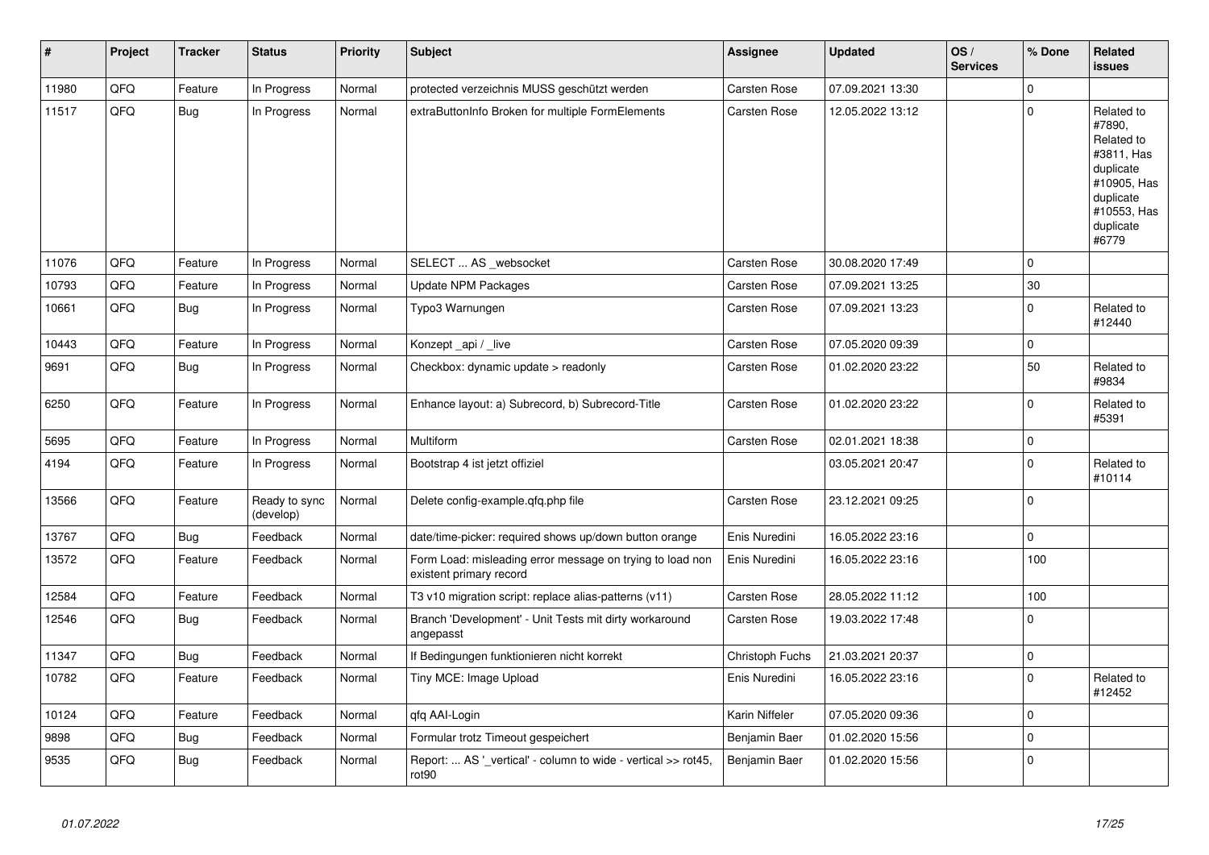| # | Project | Tracker | Status | Priority | Subject | Assignee | Updated | OS / Services | % Done | Related issues |
|---|---|---|---|---|---|---|---|---|---|---|
| 11980 | QFQ | Feature | In Progress | Normal | protected verzeichnis MUSS geschützt werden | Carsten Rose | 07.09.2021 13:30 | | 0 | |
| 11517 | QFQ | Bug | In Progress | Normal | extraButtonInfo Broken for multiple FormElements | Carsten Rose | 12.05.2022 13:12 | | 0 | Related to #7890, Related to #3811, Has duplicate #10905, Has duplicate #10553, Has duplicate #6779 |
| 11076 | QFQ | Feature | In Progress | Normal | SELECT ... AS _websocket | Carsten Rose | 30.08.2020 17:49 | | 0 | |
| 10793 | QFQ | Feature | In Progress | Normal | Update NPM Packages | Carsten Rose | 07.09.2021 13:25 | | 30 | |
| 10661 | QFQ | Bug | In Progress | Normal | Typo3 Warnungen | Carsten Rose | 07.09.2021 13:23 | | 0 | Related to #12440 |
| 10443 | QFQ | Feature | In Progress | Normal | Konzept _api / _live | Carsten Rose | 07.05.2020 09:39 | | 0 | |
| 9691 | QFQ | Bug | In Progress | Normal | Checkbox: dynamic update > readonly | Carsten Rose | 01.02.2020 23:22 | | 50 | Related to #9834 |
| 6250 | QFQ | Feature | In Progress | Normal | Enhance layout: a) Subrecord, b) Subrecord-Title | Carsten Rose | 01.02.2020 23:22 | | 0 | Related to #5391 |
| 5695 | QFQ | Feature | In Progress | Normal | Multiform | Carsten Rose | 02.01.2021 18:38 | | 0 | |
| 4194 | QFQ | Feature | In Progress | Normal | Bootstrap 4 ist jetzt offiziel | | 03.05.2021 20:47 | | 0 | Related to #10114 |
| 13566 | QFQ | Feature | Ready to sync (develop) | Normal | Delete config-example.qfq.php file | Carsten Rose | 23.12.2021 09:25 | | 0 | |
| 13767 | QFQ | Bug | Feedback | Normal | date/time-picker: required shows up/down button orange | Enis Nuredini | 16.05.2022 23:16 | | 0 | |
| 13572 | QFQ | Feature | Feedback | Normal | Form Load: misleading error message on trying to load non existent primary record | Enis Nuredini | 16.05.2022 23:16 | | 100 | |
| 12584 | QFQ | Feature | Feedback | Normal | T3 v10 migration script: replace alias-patterns (v11) | Carsten Rose | 28.05.2022 11:12 | | 100 | |
| 12546 | QFQ | Bug | Feedback | Normal | Branch 'Development' - Unit Tests mit dirty workaround angepasst | Carsten Rose | 19.03.2022 17:48 | | 0 | |
| 11347 | QFQ | Bug | Feedback | Normal | If Bedingungen funktionieren nicht korrekt | Christoph Fuchs | 21.03.2021 20:37 | | 0 | |
| 10782 | QFQ | Feature | Feedback | Normal | Tiny MCE: Image Upload | Enis Nuredini | 16.05.2022 23:16 | | 0 | Related to #12452 |
| 10124 | QFQ | Feature | Feedback | Normal | qfq AAI-Login | Karin Niffeler | 07.05.2020 09:36 | | 0 | |
| 9898 | QFQ | Bug | Feedback | Normal | Formular trotz Timeout gespeichert | Benjamin Baer | 01.02.2020 15:56 | | 0 | |
| 9535 | QFQ | Bug | Feedback | Normal | Report: ... AS '_vertical' - column to wide - vertical >> rot45, rot90 | Benjamin Baer | 01.02.2020 15:56 | | 0 | |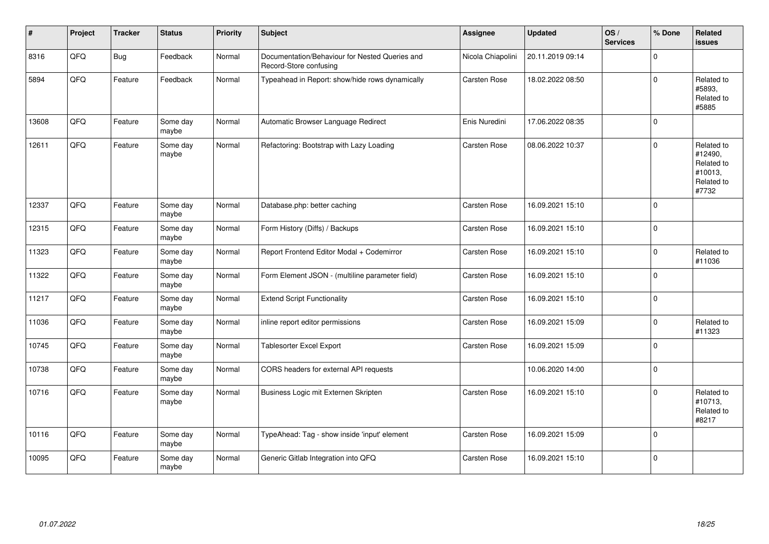| # | Project | Tracker | Status | Priority | Subject | Assignee | Updated | OS / Services | % Done | Related issues |
|---|---|---|---|---|---|---|---|---|---|---|
| 8316 | QFQ | Bug | Feedback | Normal | Documentation/Behaviour for Nested Queries and Record-Store confusing | Nicola Chiapolini | 20.11.2019 09:14 | | 0 | |
| 5894 | QFQ | Feature | Feedback | Normal | Typeahead in Report: show/hide rows dynamically | Carsten Rose | 18.02.2022 08:50 | | 0 | Related to #5893, Related to #5885 |
| 13608 | QFQ | Feature | Some day maybe | Normal | Automatic Browser Language Redirect | Enis Nuredini | 17.06.2022 08:35 | | 0 | |
| 12611 | QFQ | Feature | Some day maybe | Normal | Refactoring: Bootstrap with Lazy Loading | Carsten Rose | 08.06.2022 10:37 | | 0 | Related to #12490, Related to #10013, Related to #7732 |
| 12337 | QFQ | Feature | Some day maybe | Normal | Database.php: better caching | Carsten Rose | 16.09.2021 15:10 | | 0 | |
| 12315 | QFQ | Feature | Some day maybe | Normal | Form History (Diffs) / Backups | Carsten Rose | 16.09.2021 15:10 | | 0 | |
| 11323 | QFQ | Feature | Some day maybe | Normal | Report Frontend Editor Modal + Codemirror | Carsten Rose | 16.09.2021 15:10 | | 0 | Related to #11036 |
| 11322 | QFQ | Feature | Some day maybe | Normal | Form Element JSON - (multiline parameter field) | Carsten Rose | 16.09.2021 15:10 | | 0 | |
| 11217 | QFQ | Feature | Some day maybe | Normal | Extend Script Functionality | Carsten Rose | 16.09.2021 15:10 | | 0 | |
| 11036 | QFQ | Feature | Some day maybe | Normal | inline report editor permissions | Carsten Rose | 16.09.2021 15:09 | | 0 | Related to #11323 |
| 10745 | QFQ | Feature | Some day maybe | Normal | Tablesorter Excel Export | Carsten Rose | 16.09.2021 15:09 | | 0 | |
| 10738 | QFQ | Feature | Some day maybe | Normal | CORS headers for external API requests | | 10.06.2020 14:00 | | 0 | |
| 10716 | QFQ | Feature | Some day maybe | Normal | Business Logic mit Externen Skripten | Carsten Rose | 16.09.2021 15:10 | | 0 | Related to #10713, Related to #8217 |
| 10116 | QFQ | Feature | Some day maybe | Normal | TypeAhead: Tag - show inside 'input' element | Carsten Rose | 16.09.2021 15:09 | | 0 | |
| 10095 | QFQ | Feature | Some day maybe | Normal | Generic Gitlab Integration into QFQ | Carsten Rose | 16.09.2021 15:10 | | 0 | |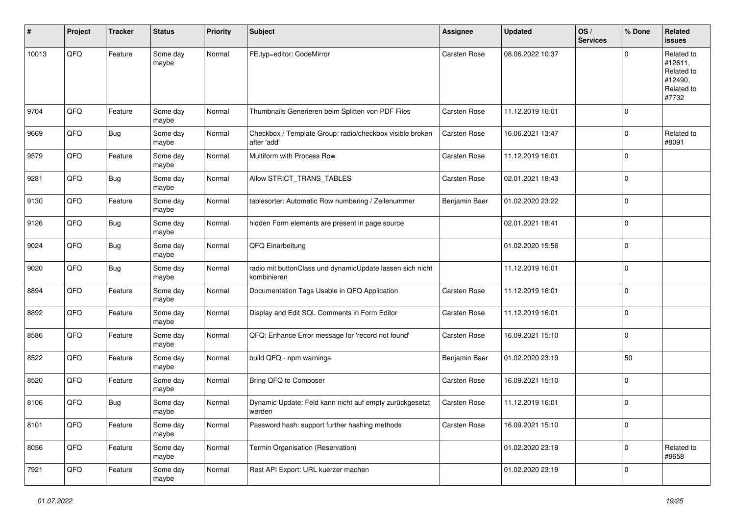| # | Project | Tracker | Status | Priority | Subject | Assignee | Updated | OS / Services | % Done | Related issues |
|---|---|---|---|---|---|---|---|---|---|---|
| 10013 | QFQ | Feature | Some day maybe | Normal | FE.typ=editor: CodeMirror | Carsten Rose | 08.06.2022 10:37 | | 0 | Related to #12611, Related to #12490, Related to #7732 |
| 9704 | QFQ | Feature | Some day maybe | Normal | Thumbnails Generieren beim Splitten von PDF Files | Carsten Rose | 11.12.2019 16:01 | | 0 | |
| 9669 | QFQ | Bug | Some day maybe | Normal | Checkbox / Template Group: radio/checkbox visible broken after 'add' | Carsten Rose | 16.06.2021 13:47 | | 0 | Related to #8091 |
| 9579 | QFQ | Feature | Some day maybe | Normal | Multiform with Process Row | Carsten Rose | 11.12.2019 16:01 | | 0 | |
| 9281 | QFQ | Bug | Some day maybe | Normal | Allow STRICT_TRANS_TABLES | Carsten Rose | 02.01.2021 18:43 | | 0 | |
| 9130 | QFQ | Feature | Some day maybe | Normal | tablesorter: Automatic Row numbering / Zeilenummer | Benjamin Baer | 01.02.2020 23:22 | | 0 | |
| 9126 | QFQ | Bug | Some day maybe | Normal | hidden Form elements are present in page source | | 02.01.2021 18:41 | | 0 | |
| 9024 | QFQ | Bug | Some day maybe | Normal | QFQ Einarbeitung | | 01.02.2020 15:56 | | 0 | |
| 9020 | QFQ | Bug | Some day maybe | Normal | radio mit buttonClass und dynamicUpdate lassen sich nicht kombinieren | | 11.12.2019 16:01 | | 0 | |
| 8894 | QFQ | Feature | Some day maybe | Normal | Documentation Tags Usable in QFQ Application | Carsten Rose | 11.12.2019 16:01 | | 0 | |
| 8892 | QFQ | Feature | Some day maybe | Normal | Display and Edit SQL Comments in Form Editor | Carsten Rose | 11.12.2019 16:01 | | 0 | |
| 8586 | QFQ | Feature | Some day maybe | Normal | QFQ: Enhance Error message for 'record not found' | Carsten Rose | 16.09.2021 15:10 | | 0 | |
| 8522 | QFQ | Feature | Some day maybe | Normal | build QFQ - npm warnings | Benjamin Baer | 01.02.2020 23:19 | | 50 | |
| 8520 | QFQ | Feature | Some day maybe | Normal | Bring QFQ to Composer | Carsten Rose | 16.09.2021 15:10 | | 0 | |
| 8106 | QFQ | Bug | Some day maybe | Normal | Dynamic Update: Feld kann nicht auf empty zurückgesetzt werden | Carsten Rose | 11.12.2019 16:01 | | 0 | |
| 8101 | QFQ | Feature | Some day maybe | Normal | Password hash: support further hashing methods | Carsten Rose | 16.09.2021 15:10 | | 0 | |
| 8056 | QFQ | Feature | Some day maybe | Normal | Termin Organisation (Reservation) | | 01.02.2020 23:19 | | 0 | Related to #8658 |
| 7921 | QFQ | Feature | Some day maybe | Normal | Rest API Export: URL kuerzer machen | | 01.02.2020 23:19 | | 0 | |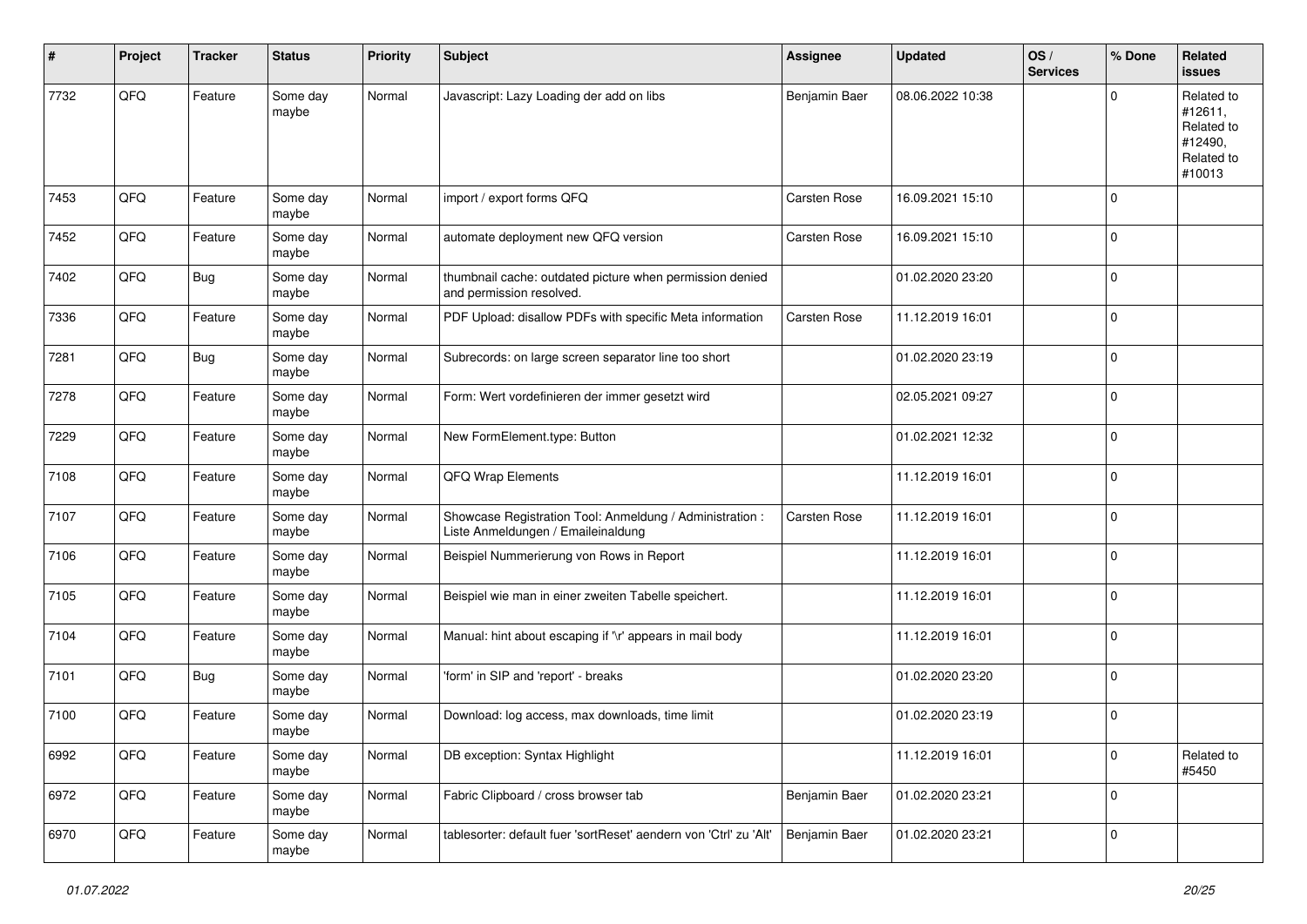| # | Project | Tracker | Status | Priority | Subject | Assignee | Updated | OS / Services | % Done | Related issues |
|---|---|---|---|---|---|---|---|---|---|---|
| 7732 | QFQ | Feature | Some day maybe | Normal | Javascript: Lazy Loading der add on libs | Benjamin Baer | 08.06.2022 10:38 | | 0 | Related to #12611, Related to #12490, Related to #10013 |
| 7453 | QFQ | Feature | Some day maybe | Normal | import / export forms QFQ | Carsten Rose | 16.09.2021 15:10 | | 0 | |
| 7452 | QFQ | Feature | Some day maybe | Normal | automate deployment new QFQ version | Carsten Rose | 16.09.2021 15:10 | | 0 | |
| 7402 | QFQ | Bug | Some day maybe | Normal | thumbnail cache: outdated picture when permission denied and permission resolved. | | 01.02.2020 23:20 | | 0 | |
| 7336 | QFQ | Feature | Some day maybe | Normal | PDF Upload: disallow PDFs with specific Meta information | Carsten Rose | 11.12.2019 16:01 | | 0 | |
| 7281 | QFQ | Bug | Some day maybe | Normal | Subrecords: on large screen separator line too short | | 01.02.2020 23:19 | | 0 | |
| 7278 | QFQ | Feature | Some day maybe | Normal | Form: Wert vordefinieren der immer gesetzt wird | | 02.05.2021 09:27 | | 0 | |
| 7229 | QFQ | Feature | Some day maybe | Normal | New FormElement.type: Button | | 01.02.2021 12:32 | | 0 | |
| 7108 | QFQ | Feature | Some day maybe | Normal | QFQ Wrap Elements | | 11.12.2019 16:01 | | 0 | |
| 7107 | QFQ | Feature | Some day maybe | Normal | Showcase Registration Tool: Anmeldung / Administration : Liste Anmeldungen / Emaileinaldung | Carsten Rose | 11.12.2019 16:01 | | 0 | |
| 7106 | QFQ | Feature | Some day maybe | Normal | Beispiel Nummerierung von Rows in Report | | 11.12.2019 16:01 | | 0 | |
| 7105 | QFQ | Feature | Some day maybe | Normal | Beispiel wie man in einer zweiten Tabelle speichert. | | 11.12.2019 16:01 | | 0 | |
| 7104 | QFQ | Feature | Some day maybe | Normal | Manual: hint about escaping if '\r' appears in mail body | | 11.12.2019 16:01 | | 0 | |
| 7101 | QFQ | Bug | Some day maybe | Normal | 'form' in SIP and 'report' - breaks | | 01.02.2020 23:20 | | 0 | |
| 7100 | QFQ | Feature | Some day maybe | Normal | Download: log access, max downloads, time limit | | 01.02.2020 23:19 | | 0 | |
| 6992 | QFQ | Feature | Some day maybe | Normal | DB exception: Syntax Highlight | | 11.12.2019 16:01 | | 0 | Related to #5450 |
| 6972 | QFQ | Feature | Some day maybe | Normal | Fabric Clipboard / cross browser tab | Benjamin Baer | 01.02.2020 23:21 | | 0 | |
| 6970 | QFQ | Feature | Some day maybe | Normal | tablesorter: default fuer 'sortReset' aendern von 'Ctrl' zu 'Alt' | Benjamin Baer | 01.02.2020 23:21 | | 0 | |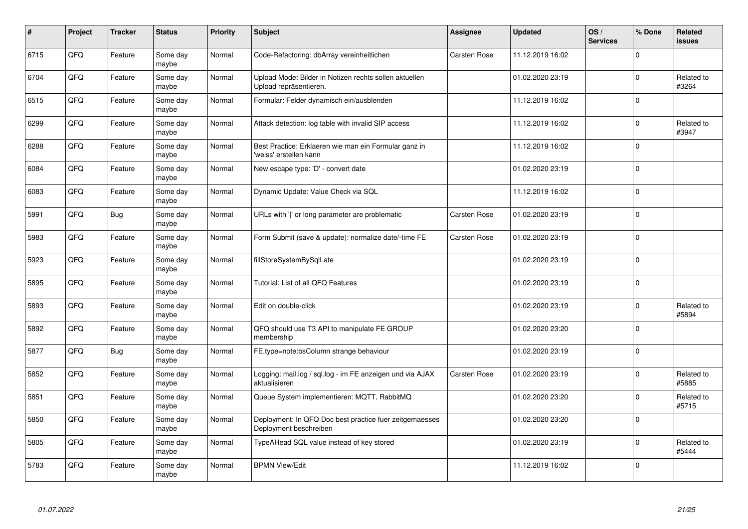| # | Project | Tracker | Status | Priority | Subject | Assignee | Updated | OS / Services | % Done | Related issues |
|---|---|---|---|---|---|---|---|---|---|---|
| 6715 | QFQ | Feature | Some day maybe | Normal | Code-Refactoring: dbArray vereinheitlichen | Carsten Rose | 11.12.2019 16:02 | | 0 | |
| 6704 | QFQ | Feature | Some day maybe | Normal | Upload Mode: Bilder in Notizen rechts sollen aktuellen Upload repräsentieren. | | 01.02.2020 23:19 | | 0 | Related to #3264 |
| 6515 | QFQ | Feature | Some day maybe | Normal | Formular: Felder dynamisch ein/ausblenden | | 11.12.2019 16:02 | | 0 | |
| 6299 | QFQ | Feature | Some day maybe | Normal | Attack detection: log table with invalid SIP access | | 11.12.2019 16:02 | | 0 | Related to #3947 |
| 6288 | QFQ | Feature | Some day maybe | Normal | Best Practice: Erklaeren wie man ein Formular ganz in 'weiss' erstellen kann | | 11.12.2019 16:02 | | 0 | |
| 6084 | QFQ | Feature | Some day maybe | Normal | New escape type: 'D' - convert date | | 01.02.2020 23:19 | | 0 | |
| 6083 | QFQ | Feature | Some day maybe | Normal | Dynamic Update: Value Check via SQL | | 11.12.2019 16:02 | | 0 | |
| 5991 | QFQ | Bug | Some day maybe | Normal | URLs with '\|' or long parameter are problematic | Carsten Rose | 01.02.2020 23:19 | | 0 | |
| 5983 | QFQ | Feature | Some day maybe | Normal | Form Submit (save & update): normalize date/-time FE | Carsten Rose | 01.02.2020 23:19 | | 0 | |
| 5923 | QFQ | Feature | Some day maybe | Normal | fillStoreSystemBySqlLate | | 01.02.2020 23:19 | | 0 | |
| 5895 | QFQ | Feature | Some day maybe | Normal | Tutorial: List of all QFQ Features | | 01.02.2020 23:19 | | 0 | |
| 5893 | QFQ | Feature | Some day maybe | Normal | Edit on double-click | | 01.02.2020 23:19 | | 0 | Related to #5894 |
| 5892 | QFQ | Feature | Some day maybe | Normal | QFQ should use T3 API to manipulate FE GROUP membership | | 01.02.2020 23:20 | | 0 | |
| 5877 | QFQ | Bug | Some day maybe | Normal | FE.type=note:bsColumn strange behaviour | | 01.02.2020 23:19 | | 0 | |
| 5852 | QFQ | Feature | Some day maybe | Normal | Logging: mail.log / sql.log - im FE anzeigen und via AJAX aktualisieren | Carsten Rose | 01.02.2020 23:19 | | 0 | Related to #5885 |
| 5851 | QFQ | Feature | Some day maybe | Normal | Queue System implementieren: MQTT, RabbitMQ | | 01.02.2020 23:20 | | 0 | Related to #5715 |
| 5850 | QFQ | Feature | Some day maybe | Normal | Deployment: In QFQ Doc best practice fuer zeitgemaesses Deployment beschreiben | | 01.02.2020 23:20 | | 0 | |
| 5805 | QFQ | Feature | Some day maybe | Normal | TypeAHead SQL value instead of key stored | | 01.02.2020 23:19 | | 0 | Related to #5444 |
| 5783 | QFQ | Feature | Some day maybe | Normal | BPMN View/Edit | | 11.12.2019 16:02 | | 0 | |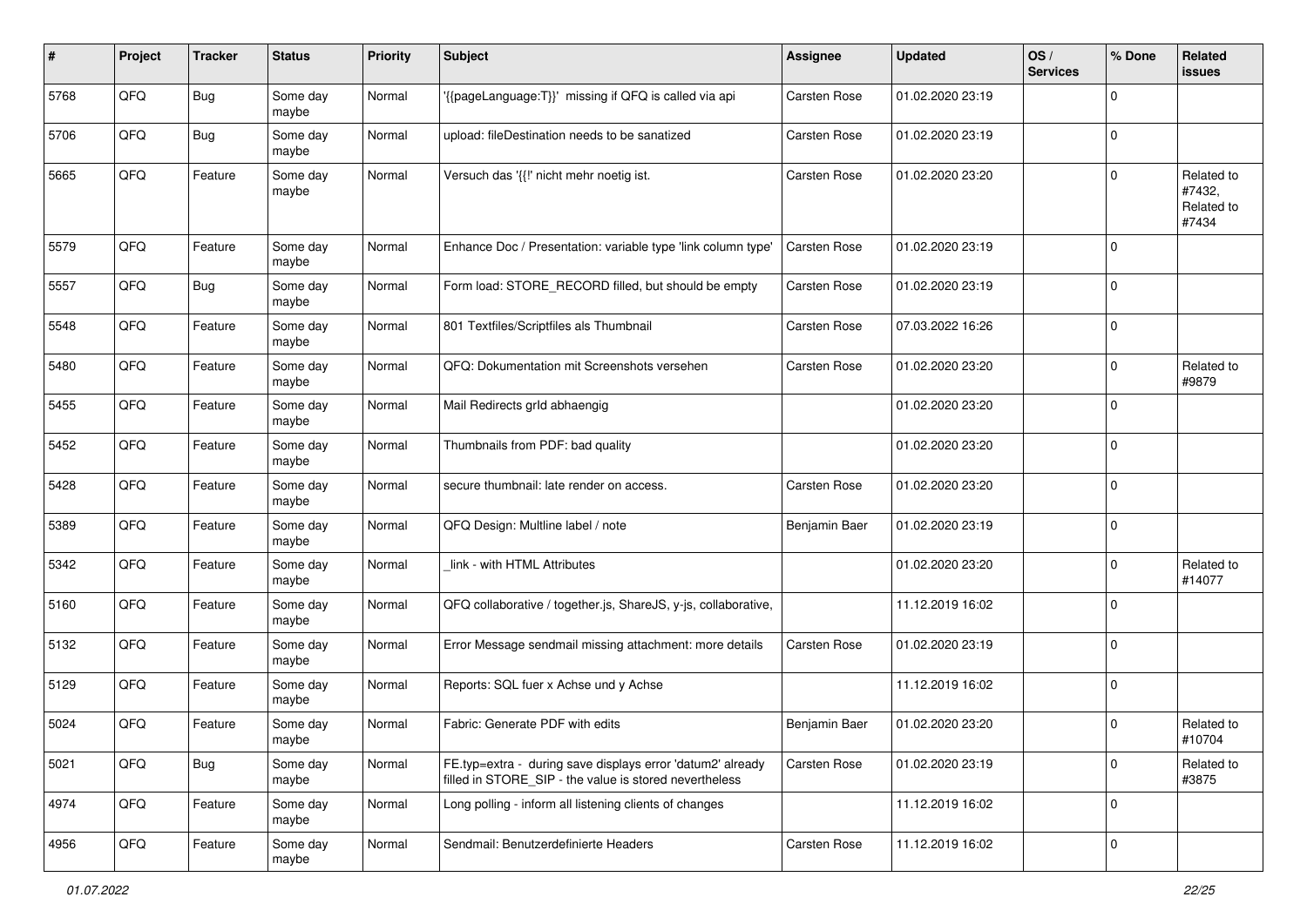| # | Project | Tracker | Status | Priority | Subject | Assignee | Updated | OS / Services | % Done | Related issues |
|---|---|---|---|---|---|---|---|---|---|---|
| 5768 | QFQ | Bug | Some day maybe | Normal | '{{pageLanguage:T}}' missing if QFQ is called via api | Carsten Rose | 01.02.2020 23:19 | | 0 | |
| 5706 | QFQ | Bug | Some day maybe | Normal | upload: fileDestination needs to be sanatized | Carsten Rose | 01.02.2020 23:19 | | 0 | |
| 5665 | QFQ | Feature | Some day maybe | Normal | Versuch das '{{!' nicht mehr noetig ist. | Carsten Rose | 01.02.2020 23:20 | | 0 | Related to #7432, Related to #7434 |
| 5579 | QFQ | Feature | Some day maybe | Normal | Enhance Doc / Presentation: variable type 'link column type' | Carsten Rose | 01.02.2020 23:19 | | 0 | |
| 5557 | QFQ | Bug | Some day maybe | Normal | Form load: STORE_RECORD filled, but should be empty | Carsten Rose | 01.02.2020 23:19 | | 0 | |
| 5548 | QFQ | Feature | Some day maybe | Normal | 801 Textfiles/Scriptfiles als Thumbnail | Carsten Rose | 07.03.2022 16:26 | | 0 | |
| 5480 | QFQ | Feature | Some day maybe | Normal | QFQ: Dokumentation mit Screenshots versehen | Carsten Rose | 01.02.2020 23:20 | | 0 | Related to #9879 |
| 5455 | QFQ | Feature | Some day maybe | Normal | Mail Redirects grId abhaengig | | 01.02.2020 23:20 | | 0 | |
| 5452 | QFQ | Feature | Some day maybe | Normal | Thumbnails from PDF: bad quality | | 01.02.2020 23:20 | | 0 | |
| 5428 | QFQ | Feature | Some day maybe | Normal | secure thumbnail: late render on access. | Carsten Rose | 01.02.2020 23:20 | | 0 | |
| 5389 | QFQ | Feature | Some day maybe | Normal | QFQ Design: Multline label / note | Benjamin Baer | 01.02.2020 23:19 | | 0 | |
| 5342 | QFQ | Feature | Some day maybe | Normal | _link - with HTML Attributes | | 01.02.2020 23:20 | | 0 | Related to #14077 |
| 5160 | QFQ | Feature | Some day maybe | Normal | QFQ collaborative / together.js, ShareJS, y-js, collaborative, | | 11.12.2019 16:02 | | 0 | |
| 5132 | QFQ | Feature | Some day maybe | Normal | Error Message sendmail missing attachment: more details | Carsten Rose | 01.02.2020 23:19 | | 0 | |
| 5129 | QFQ | Feature | Some day maybe | Normal | Reports: SQL fuer x Achse und y Achse | | 11.12.2019 16:02 | | 0 | |
| 5024 | QFQ | Feature | Some day maybe | Normal | Fabric: Generate PDF with edits | Benjamin Baer | 01.02.2020 23:20 | | 0 | Related to #10704 |
| 5021 | QFQ | Bug | Some day maybe | Normal | FE.typ=extra - during save displays error 'datum2' already filled in STORE_SIP - the value is stored nevertheless | Carsten Rose | 01.02.2020 23:19 | | 0 | Related to #3875 |
| 4974 | QFQ | Feature | Some day maybe | Normal | Long polling - inform all listening clients of changes | | 11.12.2019 16:02 | | 0 | |
| 4956 | QFQ | Feature | Some day maybe | Normal | Sendmail: Benutzerdefinierte Headers | Carsten Rose | 11.12.2019 16:02 | | 0 | |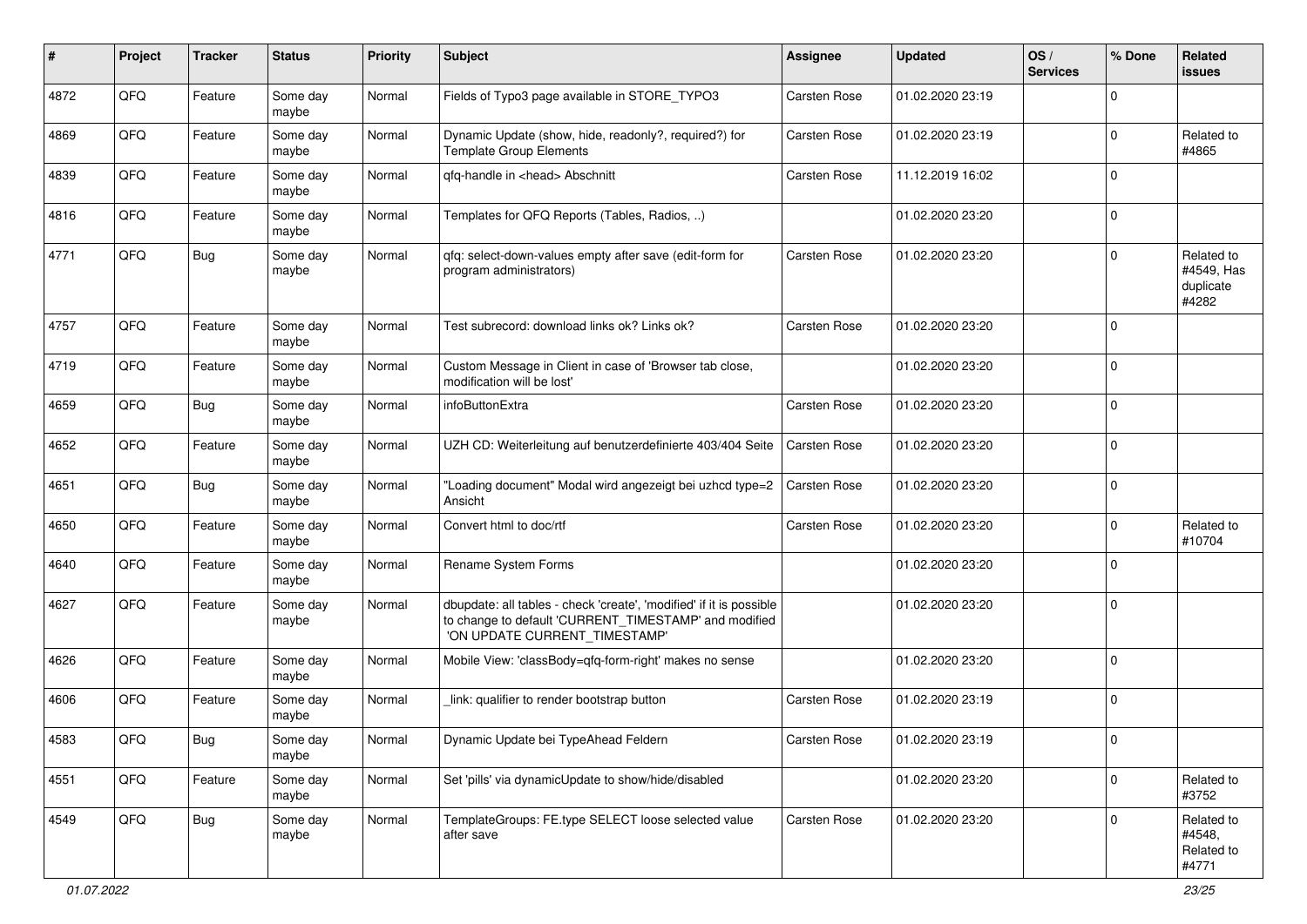| # | Project | Tracker | Status | Priority | Subject | Assignee | Updated | OS / Services | % Done | Related issues |
|---|---|---|---|---|---|---|---|---|---|---|
| 4872 | QFQ | Feature | Some day maybe | Normal | Fields of Typo3 page available in STORE_TYPO3 | Carsten Rose | 01.02.2020 23:19 | | 0 | |
| 4869 | QFQ | Feature | Some day maybe | Normal | Dynamic Update (show, hide, readonly?, required?) for Template Group Elements | Carsten Rose | 01.02.2020 23:19 | | 0 | Related to #4865 |
| 4839 | QFQ | Feature | Some day maybe | Normal | qfq-handle in <head> Abschnitt | Carsten Rose | 11.12.2019 16:02 | | 0 | |
| 4816 | QFQ | Feature | Some day maybe | Normal | Templates for QFQ Reports (Tables, Radios, ..) | | 01.02.2020 23:20 | | 0 | |
| 4771 | QFQ | Bug | Some day maybe | Normal | qfq: select-down-values empty after save (edit-form for program administrators) | Carsten Rose | 01.02.2020 23:20 | | 0 | Related to #4549, Has duplicate #4282 |
| 4757 | QFQ | Feature | Some day maybe | Normal | Test subrecord: download links ok? Links ok? | Carsten Rose | 01.02.2020 23:20 | | 0 | |
| 4719 | QFQ | Feature | Some day maybe | Normal | Custom Message in Client in case of 'Browser tab close, modification will be lost' | | 01.02.2020 23:20 | | 0 | |
| 4659 | QFQ | Bug | Some day maybe | Normal | infoButtonExtra | Carsten Rose | 01.02.2020 23:20 | | 0 | |
| 4652 | QFQ | Feature | Some day maybe | Normal | UZH CD: Weiterleitung auf benutzerdefinierte 403/404 Seite | Carsten Rose | 01.02.2020 23:20 | | 0 | |
| 4651 | QFQ | Bug | Some day maybe | Normal | "Loading document" Modal wird angezeigt bei uzhcd type=2 Ansicht | Carsten Rose | 01.02.2020 23:20 | | 0 | |
| 4650 | QFQ | Feature | Some day maybe | Normal | Convert html to doc/rtf | Carsten Rose | 01.02.2020 23:20 | | 0 | Related to #10704 |
| 4640 | QFQ | Feature | Some day maybe | Normal | Rename System Forms | | 01.02.2020 23:20 | | 0 | |
| 4627 | QFQ | Feature | Some day maybe | Normal | dbupdate: all tables - check 'create', 'modified' if it is possible to change to default 'CURRENT_TIMESTAMP' and modified 'ON UPDATE CURRENT_TIMESTAMP' | | 01.02.2020 23:20 | | 0 | |
| 4626 | QFQ | Feature | Some day maybe | Normal | Mobile View: 'classBody=qfq-form-right' makes no sense | | 01.02.2020 23:20 | | 0 | |
| 4606 | QFQ | Feature | Some day maybe | Normal | _link: qualifier to render bootstrap button | Carsten Rose | 01.02.2020 23:19 | | 0 | |
| 4583 | QFQ | Bug | Some day maybe | Normal | Dynamic Update bei TypeAhead Feldern | Carsten Rose | 01.02.2020 23:19 | | 0 | |
| 4551 | QFQ | Feature | Some day maybe | Normal | Set 'pills' via dynamicUpdate to show/hide/disabled | | 01.02.2020 23:20 | | 0 | Related to #3752 |
| 4549 | QFQ | Bug | Some day maybe | Normal | TemplateGroups: FE.type SELECT loose selected value after save | Carsten Rose | 01.02.2020 23:20 | | 0 | Related to #4548, Related to #4771 |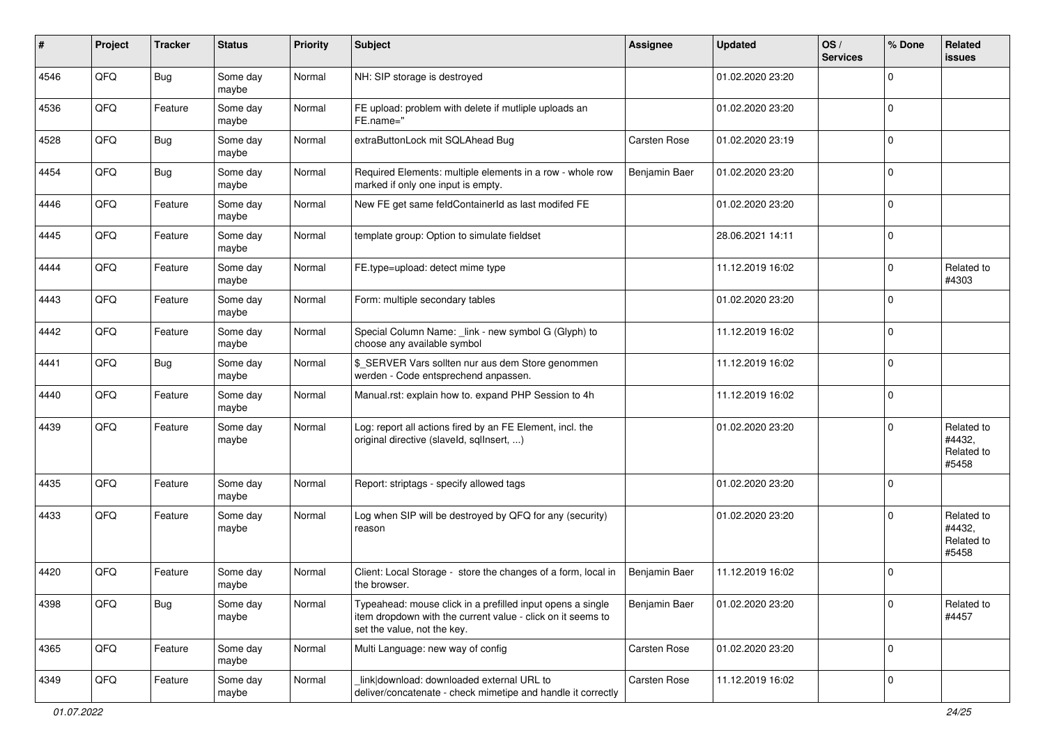| # | Project | Tracker | Status | Priority | Subject | Assignee | Updated | OS / Services | % Done | Related issues |
|---|---|---|---|---|---|---|---|---|---|---|
| 4546 | QFQ | Bug | Some day maybe | Normal | NH: SIP storage is destroyed | | 01.02.2020 23:20 | | 0 | |
| 4536 | QFQ | Feature | Some day maybe | Normal | FE upload: problem with delete if mutliple uploads an FE.name=" | | 01.02.2020 23:20 | | 0 | |
| 4528 | QFQ | Bug | Some day maybe | Normal | extraButtonLock mit SQLAhead Bug | Carsten Rose | 01.02.2020 23:19 | | 0 | |
| 4454 | QFQ | Bug | Some day maybe | Normal | Required Elements: multiple elements in a row - whole row marked if only one input is empty. | Benjamin Baer | 01.02.2020 23:20 | | 0 | |
| 4446 | QFQ | Feature | Some day maybe | Normal | New FE get same feldContainerId as last modifed FE | | 01.02.2020 23:20 | | 0 | |
| 4445 | QFQ | Feature | Some day maybe | Normal | template group: Option to simulate fieldset | | 28.06.2021 14:11 | | 0 | |
| 4444 | QFQ | Feature | Some day maybe | Normal | FE.type=upload: detect mime type | | 11.12.2019 16:02 | | 0 | Related to #4303 |
| 4443 | QFQ | Feature | Some day maybe | Normal | Form: multiple secondary tables | | 01.02.2020 23:20 | | 0 | |
| 4442 | QFQ | Feature | Some day maybe | Normal | Special Column Name: _link - new symbol G (Glyph) to choose any available symbol | | 11.12.2019 16:02 | | 0 | |
| 4441 | QFQ | Bug | Some day maybe | Normal | $_SERVER Vars sollten nur aus dem Store genommen werden - Code entsprechend anpassen. | | 11.12.2019 16:02 | | 0 | |
| 4440 | QFQ | Feature | Some day maybe | Normal | Manual.rst: explain how to. expand PHP Session to 4h | | 11.12.2019 16:02 | | 0 | |
| 4439 | QFQ | Feature | Some day maybe | Normal | Log: report all actions fired by an FE Element, incl. the original directive (slaveId, sqlInsert, ...) | | 01.02.2020 23:20 | | 0 | Related to #4432, Related to #5458 |
| 4435 | QFQ | Feature | Some day maybe | Normal | Report: striptags - specify allowed tags | | 01.02.2020 23:20 | | 0 | |
| 4433 | QFQ | Feature | Some day maybe | Normal | Log when SIP will be destroyed by QFQ for any (security) reason | | 01.02.2020 23:20 | | 0 | Related to #4432, Related to #5458 |
| 4420 | QFQ | Feature | Some day maybe | Normal | Client: Local Storage - store the changes of a form, local in the browser. | Benjamin Baer | 11.12.2019 16:02 | | 0 | |
| 4398 | QFQ | Bug | Some day maybe | Normal | Typeahead: mouse click in a prefilled input opens a single item dropdown with the current value - click on it seems to set the value, not the key. | Benjamin Baer | 01.02.2020 23:20 | | 0 | Related to #4457 |
| 4365 | QFQ | Feature | Some day maybe | Normal | Multi Language: new way of config | Carsten Rose | 01.02.2020 23:20 | | 0 | |
| 4349 | QFQ | Feature | Some day maybe | Normal | _link\|download: downloaded external URL to deliver/concatenate - check mimetipe and handle it correctly | Carsten Rose | 11.12.2019 16:02 | | 0 | |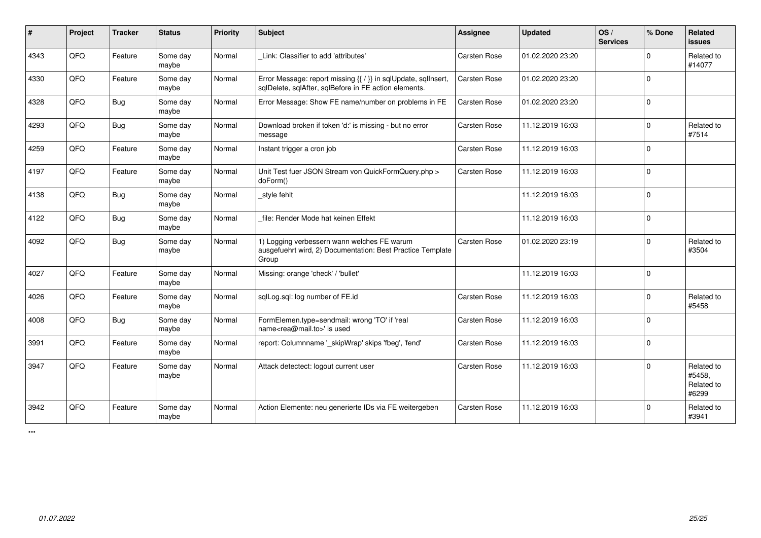| # | Project | Tracker | Status | Priority | Subject | Assignee | Updated | OS / Services | % Done | Related issues |
|---|---|---|---|---|---|---|---|---|---|---|
| 4343 | QFO | Feature | Some day maybe | Normal | _Link: Classifier to add 'attributes' | Carsten Rose | 01.02.2020 23:20 | | 0 | Related to #14077 |
| 4330 | QFO | Feature | Some day maybe | Normal | Error Message: report missing {{ / }} in sqlUpdate, sqlInsert, sqlDelete, sqlAfter, sqlBefore in FE action elements. | Carsten Rose | 01.02.2020 23:20 | | 0 | |
| 4328 | QFO | Bug | Some day maybe | Normal | Error Message: Show FE name/number on problems in FE | Carsten Rose | 01.02.2020 23:20 | | 0 | |
| 4293 | QFO | Bug | Some day maybe | Normal | Download broken if token 'd:' is missing - but no error message | Carsten Rose | 11.12.2019 16:03 | | 0 | Related to #7514 |
| 4259 | QFO | Feature | Some day maybe | Normal | Instant trigger a cron job | Carsten Rose | 11.12.2019 16:03 | | 0 | |
| 4197 | QFO | Feature | Some day maybe | Normal | Unit Test fuer JSON Stream von QuickFormQuery.php > doForm() | Carsten Rose | 11.12.2019 16:03 | | 0 | |
| 4138 | QFO | Bug | Some day maybe | Normal | _style fehlt | | 11.12.2019 16:03 | | 0 | |
| 4122 | QFO | Bug | Some day maybe | Normal | _file: Render Mode hat keinen Effekt | | 11.12.2019 16:03 | | 0 | |
| 4092 | QFO | Bug | Some day maybe | Normal | 1) Logging verbessern wann welches FE warum ausgefuehrt wird, 2) Documentation: Best Practice Template Group | Carsten Rose | 01.02.2020 23:19 | | 0 | Related to #3504 |
| 4027 | QFO | Feature | Some day maybe | Normal | Missing: orange 'check' / 'bullet' | | 11.12.2019 16:03 | | 0 | |
| 4026 | QFO | Feature | Some day maybe | Normal | sqlLog.sql: log number of FE.id | Carsten Rose | 11.12.2019 16:03 | | 0 | Related to #5458 |
| 4008 | QFO | Bug | Some day maybe | Normal | FormElemen.type=sendmail: wrong 'TO' if 'real name<rea@mail.to>' is used | Carsten Rose | 11.12.2019 16:03 | | 0 | |
| 3991 | QFO | Feature | Some day maybe | Normal | report: Columnname '_skipWrap' skips 'fbeg', 'fend' | Carsten Rose | 11.12.2019 16:03 | | 0 | |
| 3947 | QFO | Feature | Some day maybe | Normal | Attack detectect: logout current user | Carsten Rose | 11.12.2019 16:03 | | 0 | Related to #5458, Related to #6299 |
| 3942 | QFO | Feature | Some day maybe | Normal | Action Elemente: neu generierte IDs via FE weitergeben | Carsten Rose | 11.12.2019 16:03 | | 0 | Related to #3941 |

...